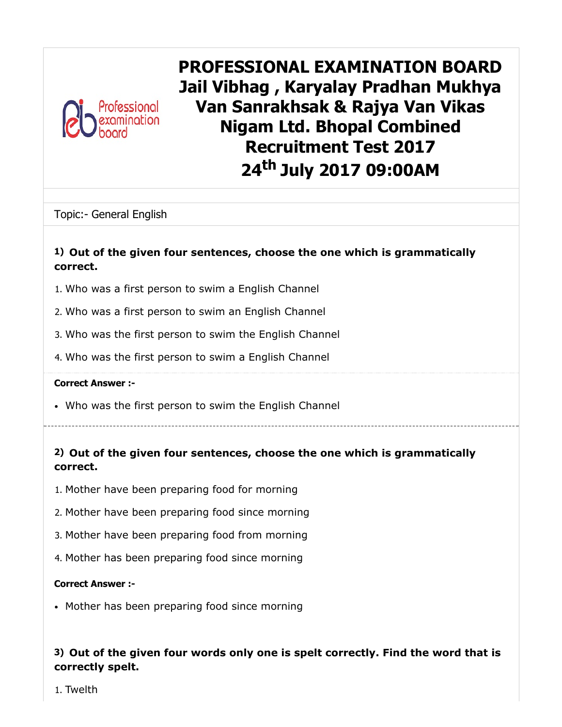# PROFESSIONAL EXAMINATION BOARD Jail Vibhag , Karyalay Pradhan Mukhya Van Sanrakhsak & Rajya Van Vikas Nigam Ltd. Bhopal Combined Recruitment Test 2017 24th July 2017 09:00AM

Topic:- General English

**1) Out of the given four sentences, choose the one which is grammatically correct.**

1. Who was a first person to swim a English Channel
2. Who was a first person to swim an English Channel
3. Who was the first person to swim the English Channel
4. Who was the first person to swim a English Channel

**Correct Answer :-**

- Who was the first person to swim the English Channel

**2) Out of the given four sentences, choose the one which is grammatically correct.**

1. Mother have been preparing food for morning
2. Mother have been preparing food since morning
3. Mother have been preparing food from morning
4. Mother has been preparing food since morning

**Correct Answer :-**

- Mother has been preparing food since morning

**3) Out of the given four words only one is spelt correctly. Find the word that is correctly spelt.**

1. Twelth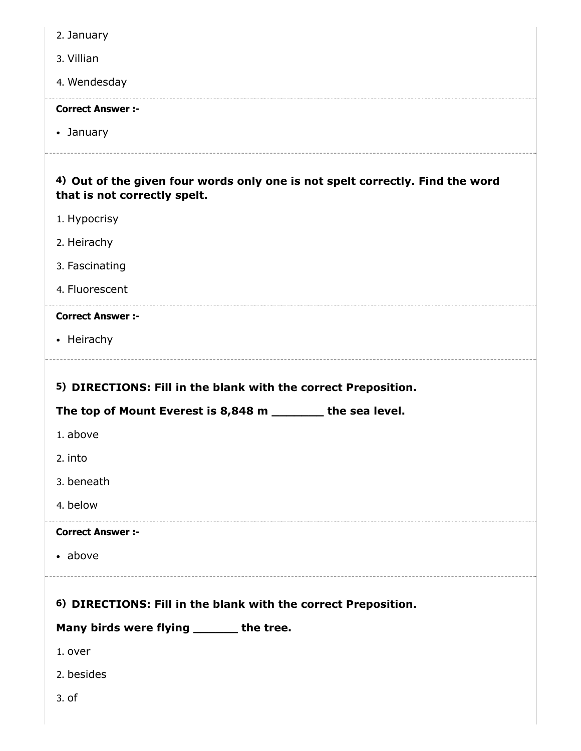2. January

3. Villian

4. Wendesday

**Correct Answer :-**

- January

---

**4) Out of the given four words only one is not spelt correctly. Find the word that is not correctly spelt.**

1. Hypocrisy

2. Heirachy

3. Fascinating

4. Fluorescent

**Correct Answer :-**

- Heirachy

---

**5) DIRECTIONS: Fill in the blank with the correct Preposition.**

**The top of Mount Everest is 8,848 m _______ the sea level.**

1. above

2. into

3. beneath

4. below

**Correct Answer :-**

- above

---

**6) DIRECTIONS: Fill in the blank with the correct Preposition.**

**Many birds were flying ______ the tree.**

1. over

2. besides

3. of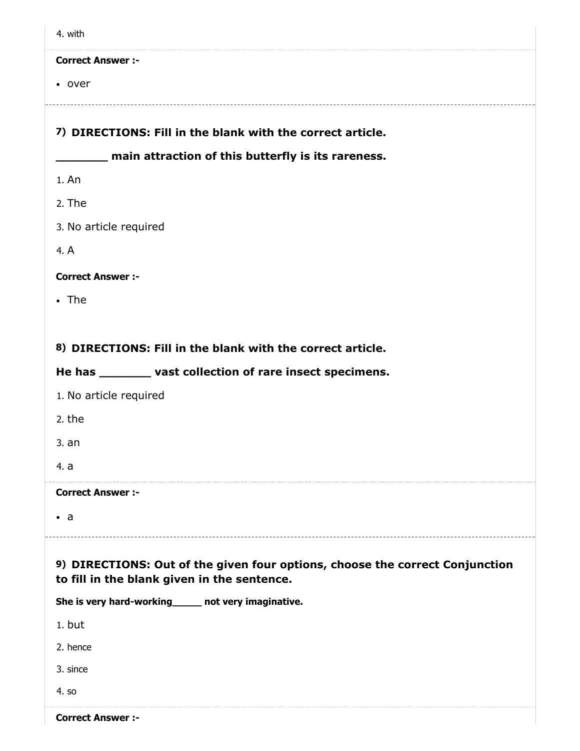4. with

**Correct Answer :-**

- over

**7) DIRECTIONS: Fill in the blank with the correct article.**

**_______ main attraction of this butterfly is its rareness.**

1. An
2. The
3. No article required
4. A

**Correct Answer :-**

- The

**8) DIRECTIONS: Fill in the blank with the correct article.**

**He has _______ vast collection of rare insect specimens.**

1. No article required
2. the
3. an
4. a

**Correct Answer :-**

- a

**9) DIRECTIONS: Out of the given four options, choose the correct Conjunction to fill in the blank given in the sentence.**

**She is very hard-working_____ not very imaginative.**

1. but
2. hence
3. since
4. so

**Correct Answer :-**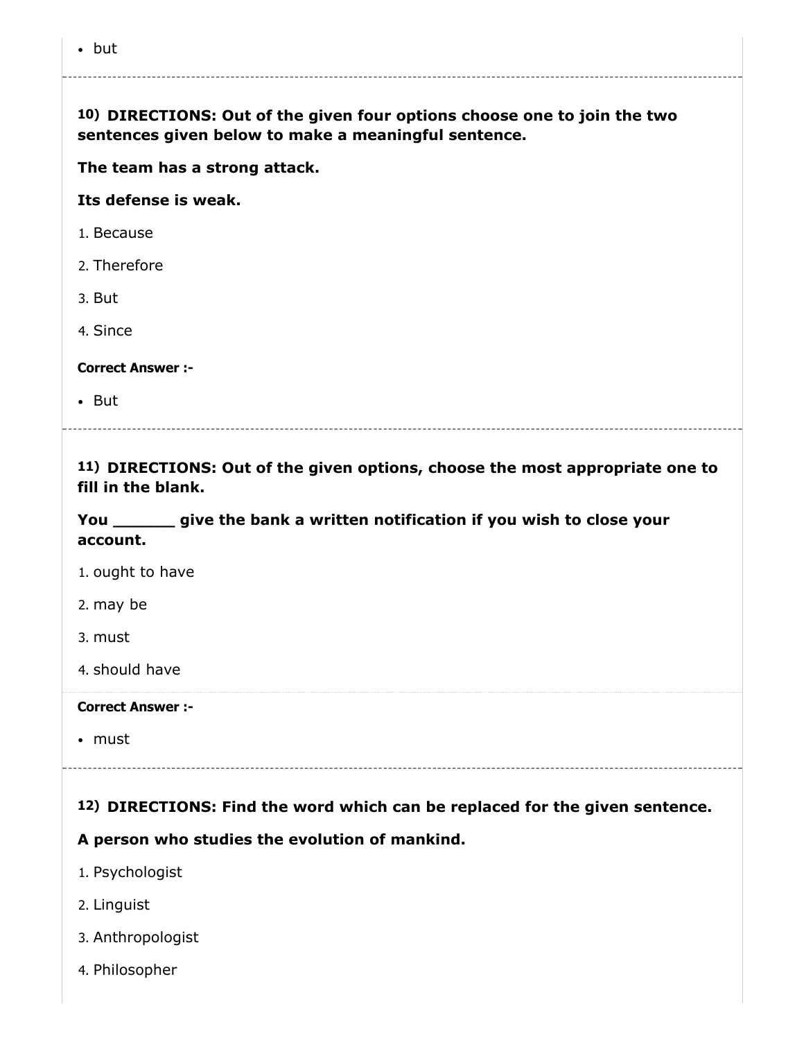- but

---

**10) DIRECTIONS: Out of the given four options choose one to join the two sentences given below to make a meaningful sentence.**

**The team has a strong attack.**

**Its defense is weak.**

1. Because
2. Therefore
3. But
4. Since

**Correct Answer :-**

- But

---

**11) DIRECTIONS: Out of the given options, choose the most appropriate one to fill in the blank.**

**You ______ give the bank a written notification if you wish to close your account.**

1. ought to have
2. may be
3. must
4. should have

**Correct Answer :-**

- must

---

**12) DIRECTIONS: Find the word which can be replaced for the given sentence.**

**A person who studies the evolution of mankind.**

1. Psychologist
2. Linguist
3. Anthropologist
4. Philosopher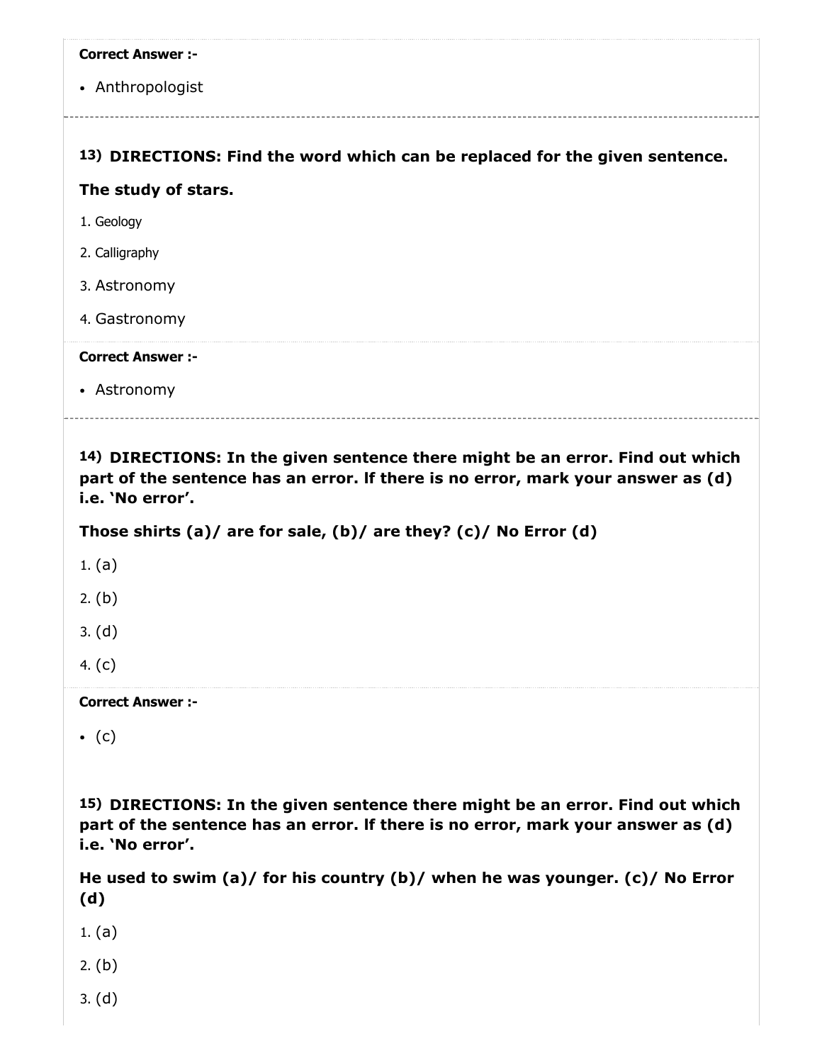**Correct Answer :-**

- Anthropologist

---

**13) DIRECTIONS: Find the word which can be replaced for the given sentence.**

**The study of stars.**

1. Geology
2. Calligraphy
3. Astronomy
4. Gastronomy

**Correct Answer :-**

- Astronomy

---

**14) DIRECTIONS: In the given sentence there might be an error. Find out which part of the sentence has an error. If there is no error, mark your answer as (d) i.e. 'No error'.**

**Those shirts (a)/ are for sale, (b)/ are they? (c)/ No Error (d)**

1. (a)
2. (b)
3. (d)
4. (c)

**Correct Answer :-**

- (c)

**15) DIRECTIONS: In the given sentence there might be an error. Find out which part of the sentence has an error. If there is no error, mark your answer as (d) i.e. 'No error'.**

**He used to swim (a)/ for his country (b)/ when he was younger. (c)/ No Error (d)**

1. (a)
2. (b)
3. (d)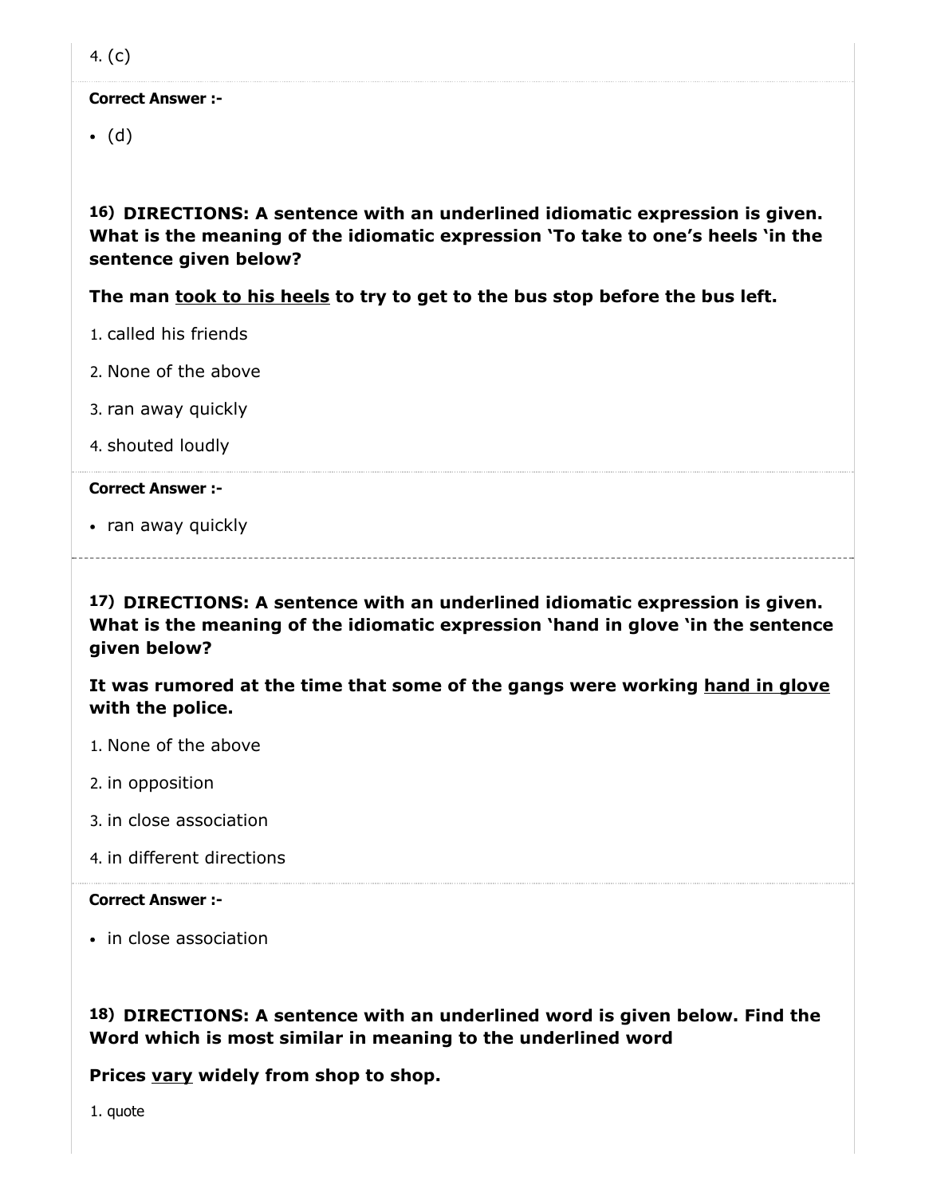4. (c)

**Correct Answer :-**

- (d)

**16) DIRECTIONS: A sentence with an underlined idiomatic expression is given. What is the meaning of the idiomatic expression 'To take to one's heels 'in the sentence given below?**

**The man <u>took to his heels</u> to try to get to the bus stop before the bus left.**

1. called his friends
2. None of the above
3. ran away quickly
4. shouted loudly

**Correct Answer :-**

- ran away quickly

**17) DIRECTIONS: A sentence with an underlined idiomatic expression is given. What is the meaning of the idiomatic expression 'hand in glove 'in the sentence given below?**

**It was rumored at the time that some of the gangs were working <u>hand in glove</u> with the police.**

1. None of the above
2. in opposition
3. in close association
4. in different directions

**Correct Answer :-**

- in close association

**18) DIRECTIONS: A sentence with an underlined word is given below. Find the Word which is most similar in meaning to the underlined word**

**Prices <u>vary</u> widely from shop to shop.**

1. quote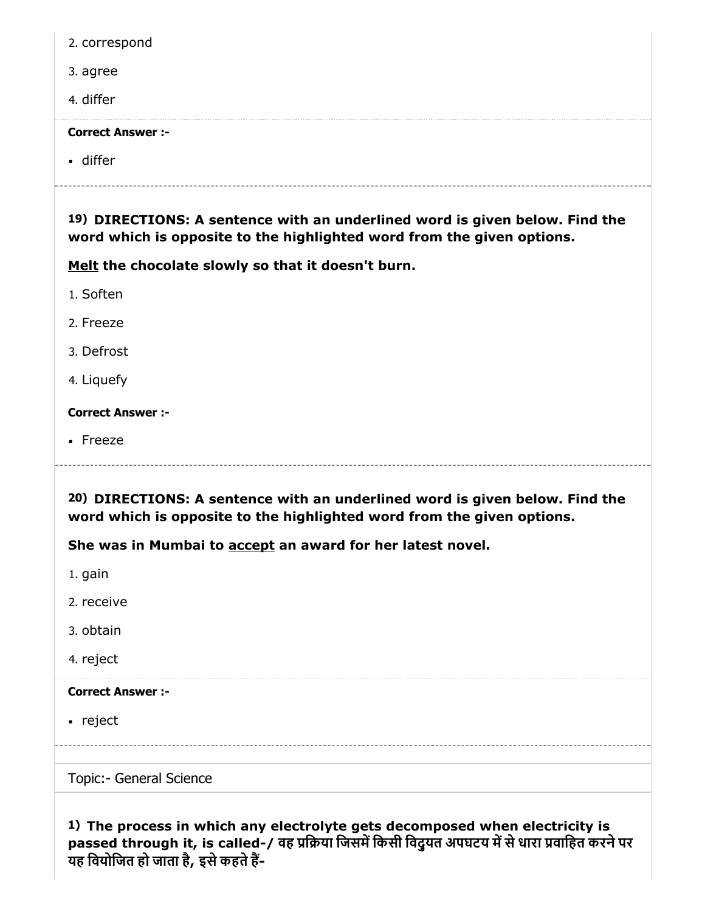2. correspond

3. agree

4. differ

**Correct Answer :-**

- differ

---

**19) DIRECTIONS: A sentence with an underlined word is given below. Find the word which is opposite to the highlighted word from the given options.**

**Melt the chocolate slowly so that it doesn't burn.**

1. Soften

2. Freeze

3. Defrost

4. Liquefy

**Correct Answer :-**

- Freeze

---

**20) DIRECTIONS: A sentence with an underlined word is given below. Find the word which is opposite to the highlighted word from the given options.**

**She was in Mumbai to accept an award for her latest novel.**

1. gain

2. receive

3. obtain

4. reject

**Correct Answer :-**

- reject

---

Topic:- General Science

**1) The process in which any electrolyte gets decomposed when electricity is passed through it, is called-/ वह प्रक्रिया जिसमें किसी विदुयत अपघटय में से धारा प्रवाहित करने पर यह वियोजित हो जाता है, इसे कहते हैं-**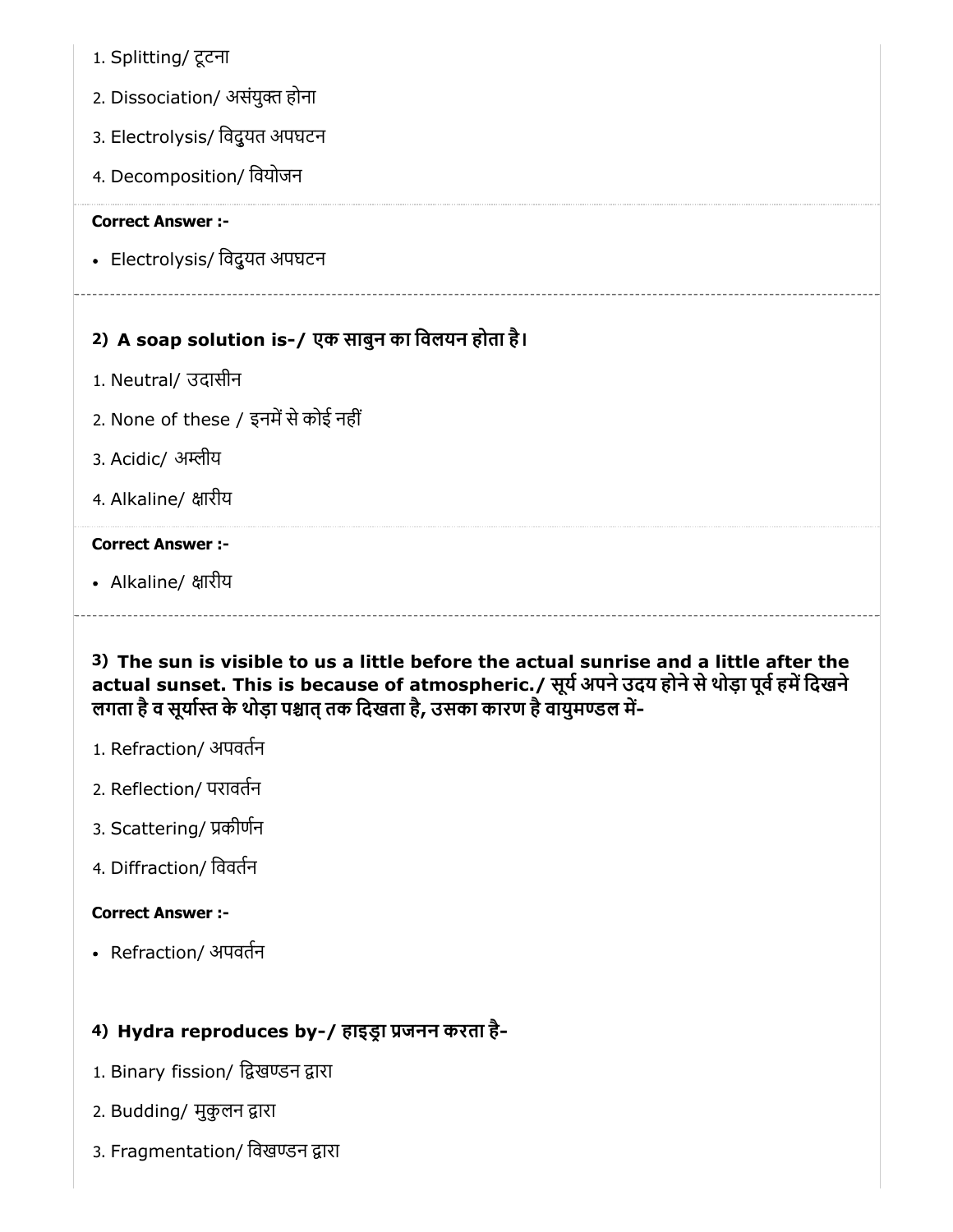1. Splitting/ टूटना
2. Dissociation/ असंयुक्त होना
3. Electrolysis/ विद्युयत अपघटन
4. Decomposition/ वियोजन

**Correct Answer :-**

- Electrolysis/ विद्युयत अपघटन

---

**2) A soap solution is-/ एक साबुन का विलयन होता है।**

1. Neutral/ उदासीन
2. None of these / इनमें से कोई नहीं
3. Acidic/ अम्लीय
4. Alkaline/ क्षारीय

**Correct Answer :-**

- Alkaline/ क्षारीय

---

**3) The sun is visible to us a little before the actual sunrise and a little after the actual sunset. This is because of atmospheric./ सूर्य अपने उदय होने से थोड़ा पूर्व हमें दिखने लगता है व सूर्यास्त के थोड़ा पश्चात् तक दिखता है, उसका कारण है वायुमण्डल में-**

1. Refraction/ अपवर्तन
2. Reflection/ परावर्तन
3. Scattering/ प्रकीर्णन
4. Diffraction/ विवर्तन

**Correct Answer :-**

- Refraction/ अपवर्तन

**4) Hydra reproduces by-/ हाइड्रा प्रजनन करता है-**

1. Binary fission/ द्विखण्डन द्वारा
2. Budding/ मुकुलन द्वारा
3. Fragmentation/ विखण्डन द्वारा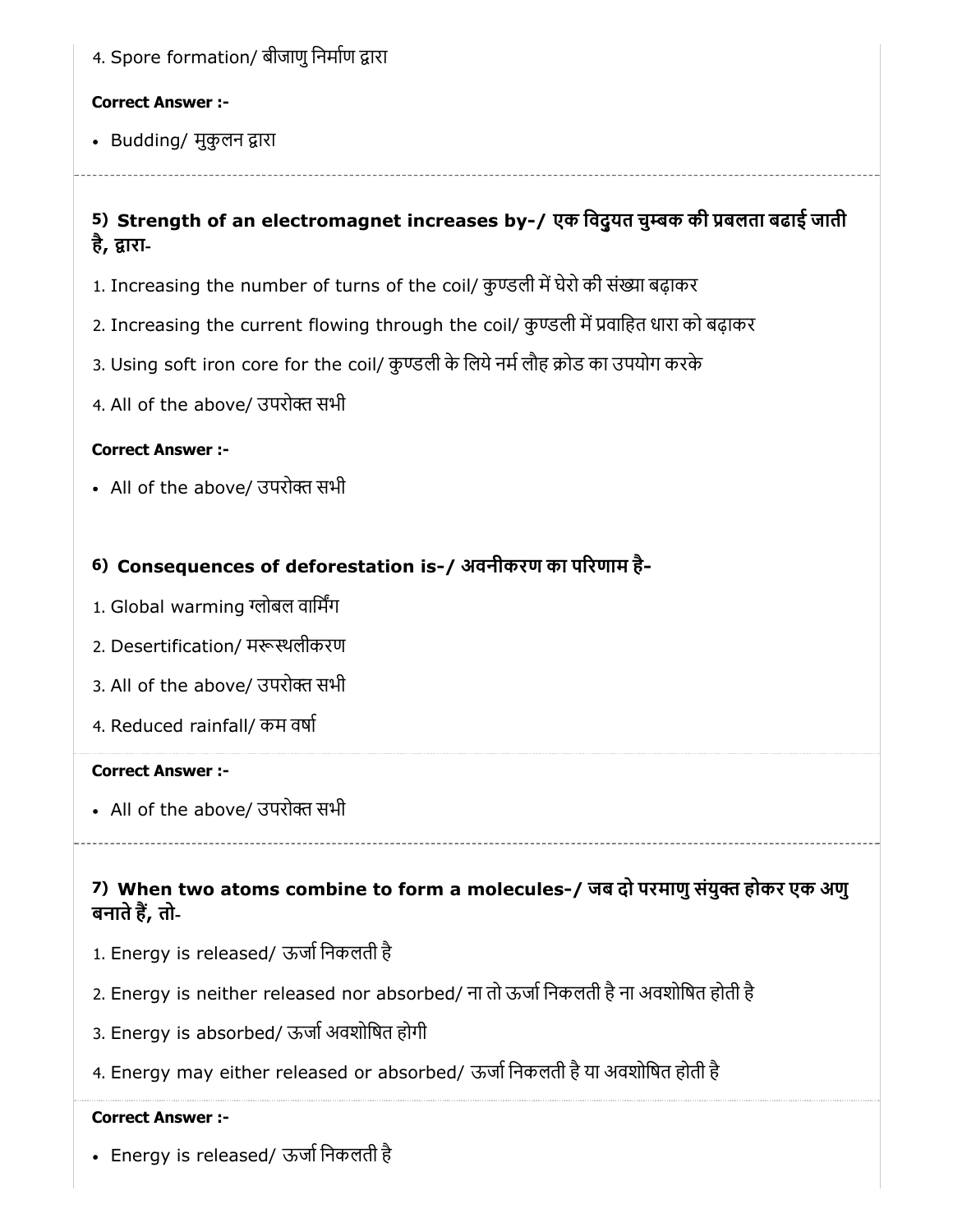4. Spore formation/ बीजाणु निर्माण द्वारा

**Correct Answer :-**

- Budding/ मुकुलन द्वारा

---

### 5) Strength of an electromagnet increases by-/ एक विद्युयत चुम्बक की प्रबलता बढाई जाती है, द्वारा-

1. Increasing the number of turns of the coil/ कुण्डली में घेरो की संख्या बढ़ाकर
2. Increasing the current flowing through the coil/ कुण्डली में प्रवाहित धारा को बढ़ाकर
3. Using soft iron core for the coil/ कुण्डली के लिये नर्म लौह क्रोड का उपयोग करके
4. All of the above/ उपरोक्त सभी

**Correct Answer :-**

- All of the above/ उपरोक्त सभी

### 6) Consequences of deforestation is-/ अवनीकरण का परिणाम है-

1. Global warming ग्लोबल वार्मिंग
2. Desertification/ मरूस्थलीकरण
3. All of the above/ उपरोक्त सभी
4. Reduced rainfall/ कम वर्षा

**Correct Answer :-**

- All of the above/ उपरोक्त सभी

---

### 7) When two atoms combine to form a molecules-/ जब दो परमाणु संयुक्त होकर एक अणु बनाते हैं, तो-

1. Energy is released/ ऊर्जा निकलती है
2. Energy is neither released nor absorbed/ ना तो ऊर्जा निकलती है ना अवशोषित होती है
3. Energy is absorbed/ ऊर्जा अवशोषित होगी
4. Energy may either released or absorbed/ ऊर्जा निकलती है या अवशोषित होती है

**Correct Answer :-**

- Energy is released/ ऊर्जा निकलती है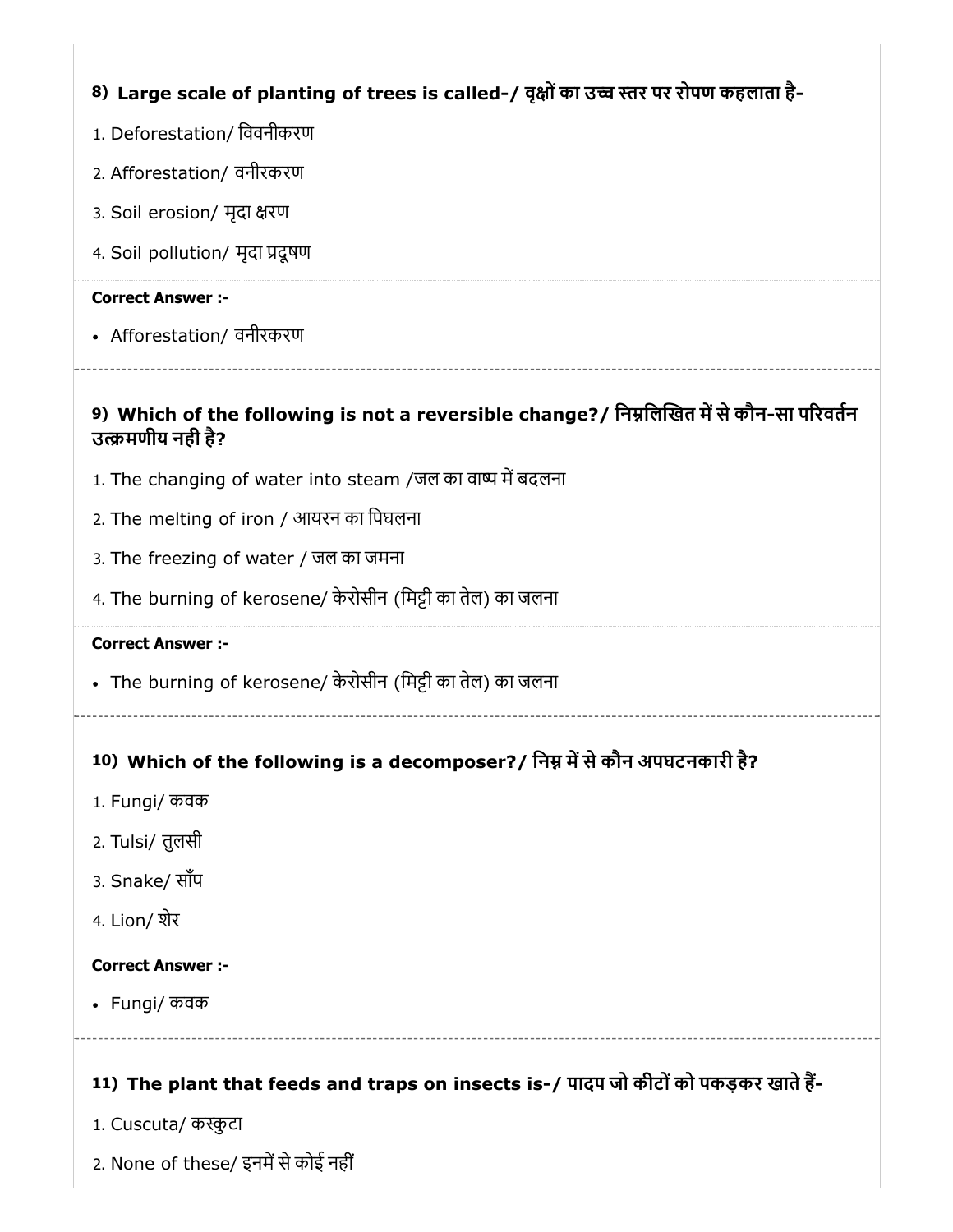#### 8) Large scale of planting of trees is called-/ वृक्षों का उच्च स्तर पर रोपण कहलाता है-

1. Deforestation/ विवनीकरण
2. Afforestation/ वनीरकरण
3. Soil erosion/ मृदा क्षरण
4. Soil pollution/ मृदा प्रदूषण

**Correct Answer :-**

- Afforestation/ वनीरकरण

---

#### 9) Which of the following is not a reversible change?/ निम्नलिखित में से कौन-सा परिवर्तन उत्क्रमणीय नही है?

1. The changing of water into steam /जल का वाष्प में बदलना
2. The melting of iron / आयरन का पिघलना
3. The freezing of water / जल का जमना
4. The burning of kerosene/ केरोसीन (मिट्टी का तेल) का जलना

**Correct Answer :-**

- The burning of kerosene/ केरोसीन (मिट्टी का तेल) का जलना

---

#### 10) Which of the following is a decomposer?/ निम्न में से कौन अपघटनकारी है?

1. Fungi/ कवक
2. Tulsi/ तुलसी
3. Snake/ साँप
4. Lion/ शेर

**Correct Answer :-**

- Fungi/ कवक

---

#### 11) The plant that feeds and traps on insects is-/ पादप जो कीटों को पकड़कर खाते हैं-

1. Cuscuta/ कस्कुटा
2. None of these/ इनमें से कोई नहीं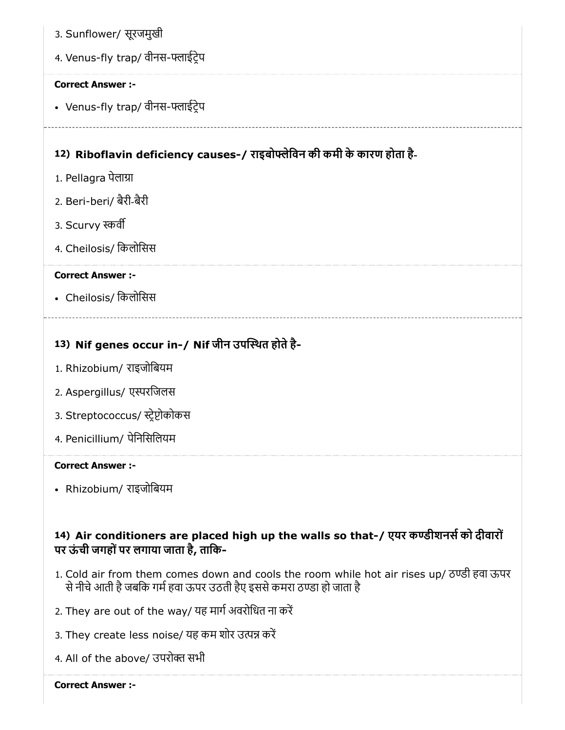3. Sunflower/ सूरजमुखी

4. Venus-fly trap/ वीनस-फ्लाईट्रेप

**Correct Answer :-**

- Venus-fly trap/ वीनस-फ्लाईट्रेप

### 12) Riboflavin deficiency causes-/ राइबोफ्लेविन की कमी के कारण होता है-

1. Pellagra पेलाग्रा
2. Beri-beri/ बैरी-बैरी
3. Scurvy स्कर्वी
4. Cheilosis/ किलोसिस

**Correct Answer :-**

- Cheilosis/ किलोसिस

### 13) Nif genes occur in-/ Nif जीन उपस्थित होते है-

1. Rhizobium/ राइजोबियम
2. Aspergillus/ एस्परजिलस
3. Streptococcus/ स्ट्रेप्टोकोकस
4. Penicillium/ पेनिसिलियम

**Correct Answer :-**

- Rhizobium/ राइजोबियम

### 14) Air conditioners are placed high up the walls so that-/ एयर कण्डीशनर्स को दीवारों पर ऊंची जगहों पर लगाया जाता है, ताकि-

1. Cold air from them comes down and cools the room while hot air rises up/ ठण्डी हवा ऊपर से नीचे आती है जबकि गर्म हवा ऊपर उठती हैए इससे कमरा ठण्डा हो जाता है
2. They are out of the way/ यह मार्ग अवरोधित ना करें
3. They create less noise/ यह कम शोर उत्पन्न करें
4. All of the above/ उपरोक्त सभी

**Correct Answer :-**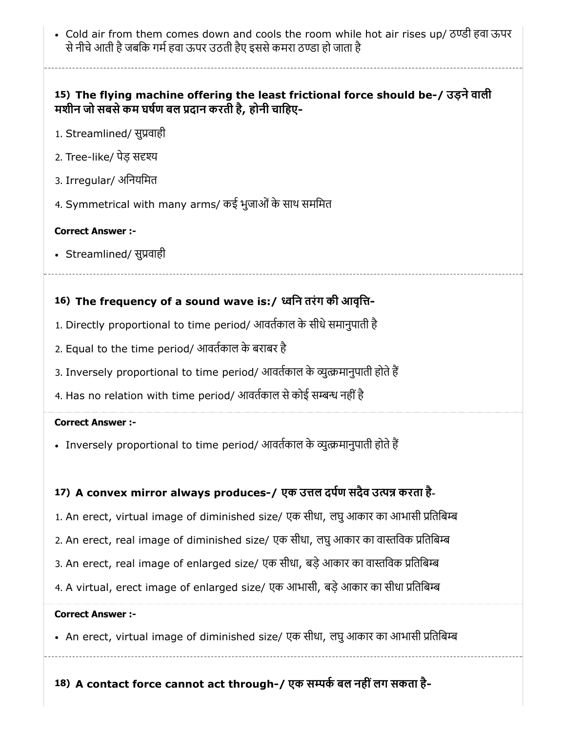- Cold air from them comes down and cools the room while hot air rises up/ ठण्डी हवा ऊपर से नीचे आती है जबकि गर्म हवा ऊपर उठती हैए इससे कमरा ठण्डा हो जाता है

### 15) The flying machine offering the least frictional force should be-/ उड़ने वाली मशीन जो सबसे कम घर्षण बल प्रदान करती है, होनी चाहिए-

1. Streamlined/ सुप्रवाही
2. Tree-like/ पेड़ सदृश्य
3. Irregular/ अनियमित
4. Symmetrical with many arms/ कई भुजाओं के साथ सममित

**Correct Answer :-**

- Streamlined/ सुप्रवाही

### 16) The frequency of a sound wave is:/ ध्वनि तरंग की आवृत्ति-

1. Directly proportional to time period/ आवर्तकाल के सीधे समानुपाती है
2. Equal to the time period/ आवर्तकाल के बराबर है
3. Inversely proportional to time period/ आवर्तकाल के व्युत्क्रमानुपाती होते हैं
4. Has no relation with time period/ आवर्तकाल से कोई सम्बन्ध नहीं है

**Correct Answer :-**

- Inversely proportional to time period/ आवर्तकाल के व्युत्क्रमानुपाती होते हैं

### 17) A convex mirror always produces-/ एक उत्तल दर्पण सदैव उत्पन्न करता है-

1. An erect, virtual image of diminished size/ एक सीधा, लघु आकार का आभासी प्रतिबिम्ब
2. An erect, real image of diminished size/ एक सीधा, लघु आकार का वास्तविक प्रतिबिम्ब
3. An erect, real image of enlarged size/ एक सीधा, बड़े आकार का वास्तविक प्रतिबिम्ब
4. A virtual, erect image of enlarged size/ एक आभासी, बड़े आकार का सीधा प्रतिबिम्ब

**Correct Answer :-**

- An erect, virtual image of diminished size/ एक सीधा, लघु आकार का आभासी प्रतिबिम्ब

### 18) A contact force cannot act through-/ एक सम्पर्क बल नहीं लग सकता है-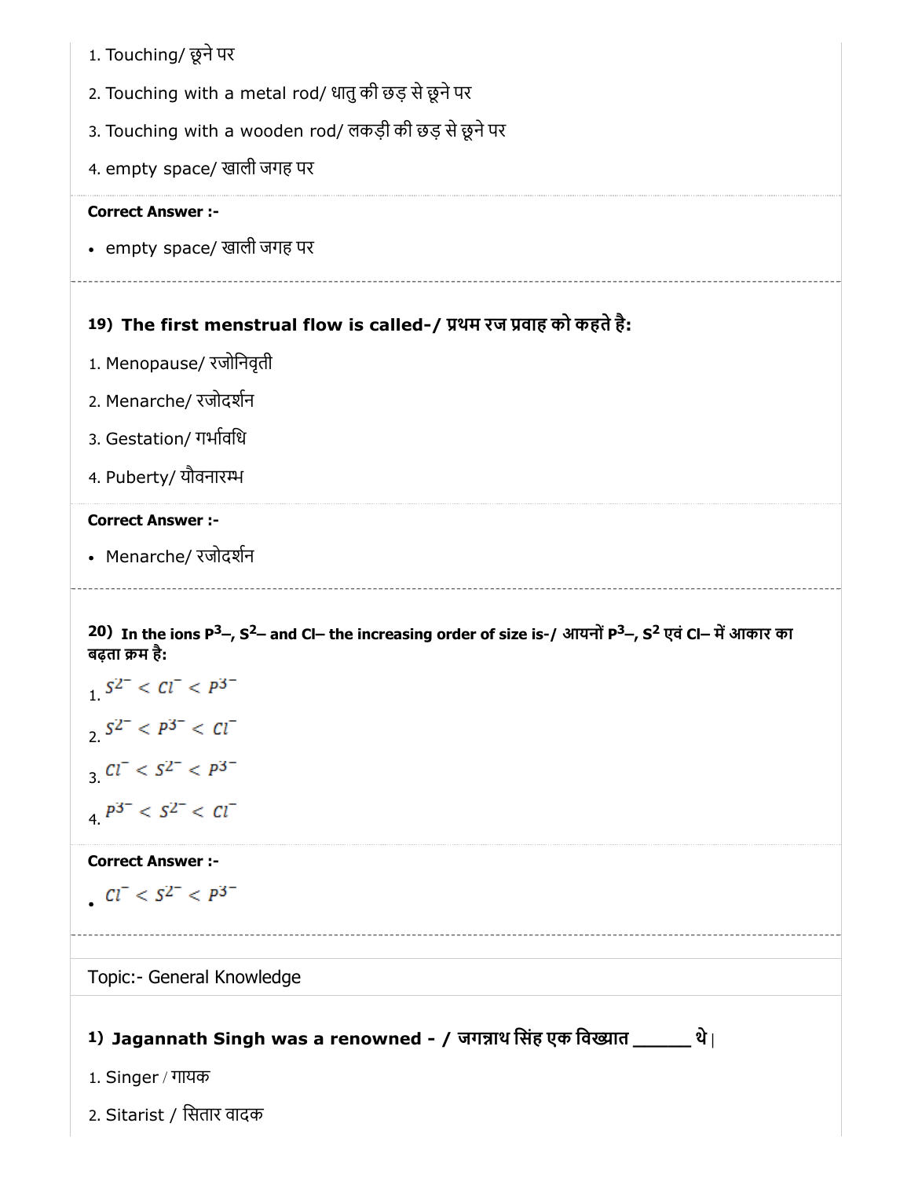1. Touching/ छूने पर
2. Touching with a metal rod/ धातु की छड़ से छूने पर
3. Touching with a wooden rod/ लकड़ी की छड़ से छूने पर
4. empty space/ खाली जगह पर

**Correct Answer :-**

- empty space/ खाली जगह पर

---

**19) The first menstrual flow is called-/ प्रथम रज प्रवाह को कहते है:**

1. Menopause/ रजोनिवृती
2. Menarche/ रजोदर्शन
3. Gestation/ गर्भावधि
4. Puberty/ यौवनारम्भ

**Correct Answer :-**

- Menarche/ रजोदर्शन

---

**20) In the ions $P^{3-}$, $S^{2-}$ and $Cl^{-}$ the increasing order of size is-/ आयनों $P^{3-}$, $S^{2}$ एवं $Cl^{-}$ में आकार का बढ़ता क्रम है:**

1. $S^{2-} < Cl^{-} < P^{3-}$
2. $S^{2-} < P^{3-} < Cl^{-}$
3. $Cl^{-} < S^{2-} < P^{3-}$
4. $P^{3-} < S^{2-} < Cl^{-}$

**Correct Answer :-**

- $Cl^{-} < S^{2-} < P^{3-}$

---

Topic:- General Knowledge

**1) Jagannath Singh was a renowned - / जगन्नाथ सिंह एक विख्यात ______ थे |**

1. Singer / गायक
2. Sitarist / सितार वादक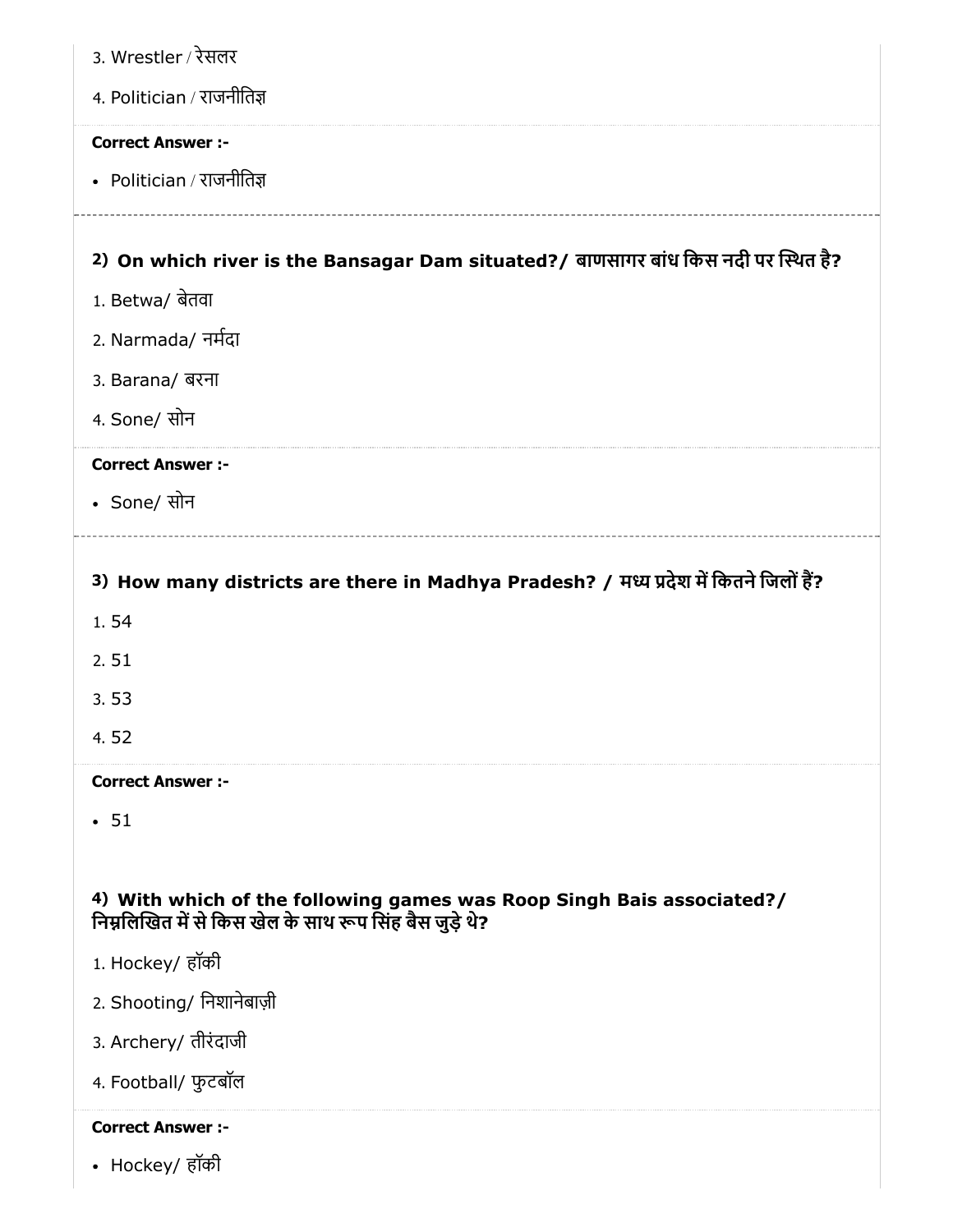3. Wrestler / रेसलर

4. Politician / राजनीतिज्ञ

**Correct Answer :-**

- Politician / राजनीतिज्ञ

---

**2) On which river is the Bansagar Dam situated?/ बाणसागर बांध किस नदी पर स्थित है?**

1. Betwa/ बेतवा
2. Narmada/ नर्मदा
3. Barana/ बरना
4. Sone/ सोन

**Correct Answer :-**

- Sone/ सोन

---

**3) How many districts are there in Madhya Pradesh? / मध्य प्रदेश में कितने जिलों हैं?**

1. 54
2. 51
3. 53
4. 52

**Correct Answer :-**

- 51

**4) With which of the following games was Roop Singh Bais associated?/ निम्नलिखित में से किस खेल के साथ रूप सिंह बैस जुड़े थे?**

1. Hockey/ हॉकी
2. Shooting/ निशानेबाज़ी
3. Archery/ तीरंदाजी
4. Football/ फुटबॉल

**Correct Answer :-**

- Hockey/ हॉकी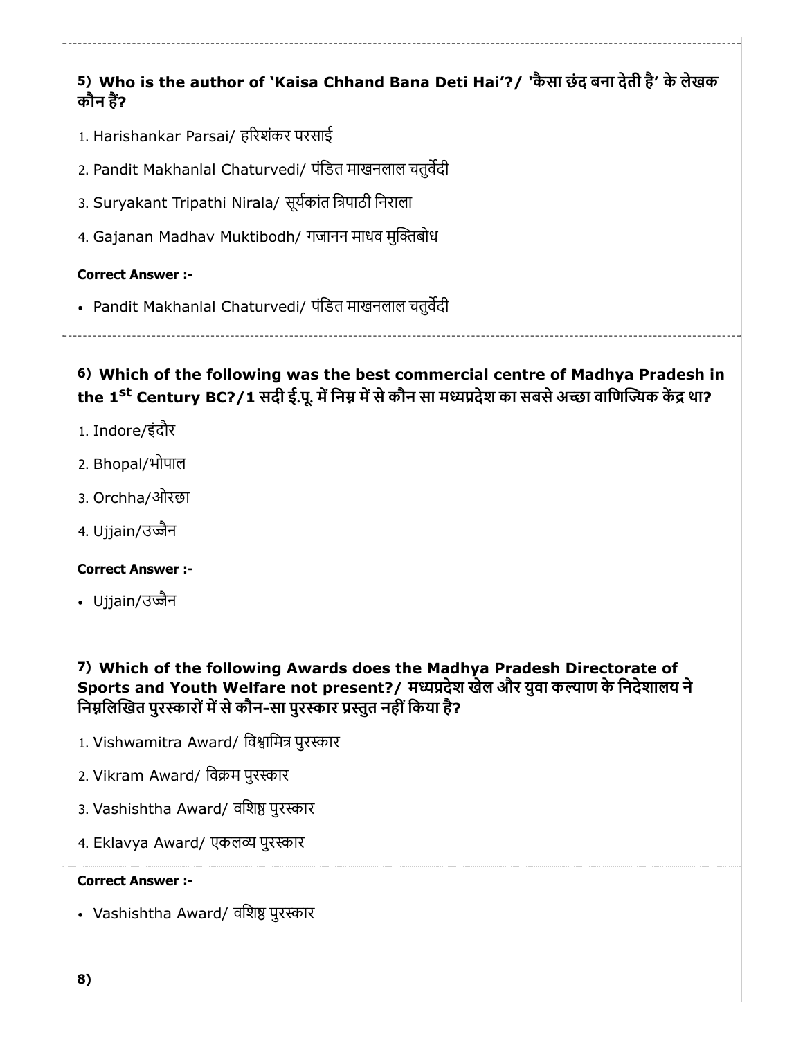**5) Who is the author of 'Kaisa Chhand Bana Deti Hai'?/ 'कैसा छंद बना देती है' के लेखक कौन हैं?**

1. Harishankar Parsai/ हरिशंकर परसाई
2. Pandit Makhanlal Chaturvedi/ पंडित माखनलाल चतुर्वेदी
3. Suryakant Tripathi Nirala/ सूर्यकांत त्रिपाठी निराला
4. Gajanan Madhav Muktibodh/ गजानन माधव मुक्तिबोध

**Correct Answer :-**

- Pandit Makhanlal Chaturvedi/ पंडित माखनलाल चतुर्वेदी

---

**6) Which of the following was the best commercial centre of Madhya Pradesh in the 1st Century BC?/1 सदी ई.पू. में निम्न में से कौन सा मध्यप्रदेश का सबसे अच्छा वाणिज्यिक केंद्र था?**

1. Indore/इंदौर
2. Bhopal/भोपाल
3. Orchha/ओरछा
4. Ujjain/उज्जैन

**Correct Answer :-**

- Ujjain/उज्जैन

**7) Which of the following Awards does the Madhya Pradesh Directorate of Sports and Youth Welfare not present?/ मध्यप्रदेश खेल और युवा कल्याण के निदेशालय ने निम्नलिखित पुरस्कारों में से कौन-सा पुरस्कार प्रस्तुत नहीं किया है?**

1. Vishwamitra Award/ विश्वामित्र पुरस्कार
2. Vikram Award/ विक्रम पुरस्कार
3. Vashishtha Award/ वशिष्ठ पुरस्कार
4. Eklavya Award/ एकलव्य पुरस्कार

**Correct Answer :-**

- Vashishtha Award/ वशिष्ठ पुरस्कार

**8)**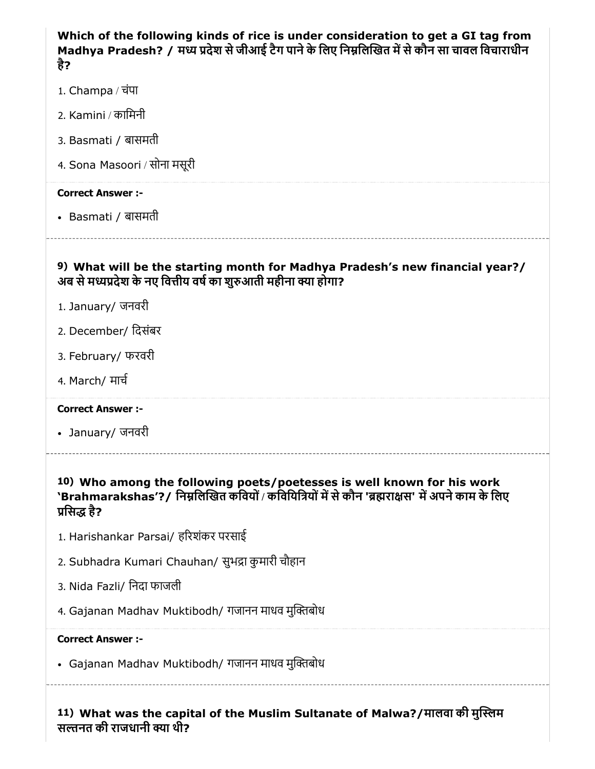**Which of the following kinds of rice is under consideration to get a GI tag from Madhya Pradesh? / मध्य प्रदेश से जीआई टैग पाने के लिए निम्नलिखित में से कौन सा चावल विचाराधीन है?**

1. Champa / चंपा
2. Kamini / कामिनी
3. Basmati / बासमती
4. Sona Masoori / सोना मसूरी

**Correct Answer :-**

- Basmati / बासमती

---

**9) What will be the starting month for Madhya Pradesh's new financial year?/ अब से मध्यप्रदेश के नए वित्तीय वर्ष का शुरुआती महीना क्या होगा?**

1. January/ जनवरी
2. December/ दिसंबर
3. February/ फरवरी
4. March/ मार्च

**Correct Answer :-**

- January/ जनवरी

---

**10) Who among the following poets/poetesses is well known for his work 'Brahmarakshas'?/ निम्नलिखित कवियों / कवियित्रियों में से कौन 'ब्रह्मराक्षस' में अपने काम के लिए प्रसिद्ध है?**

1. Harishankar Parsai/ हरिशंकर परसाई
2. Subhadra Kumari Chauhan/ सुभद्रा कुमारी चौहान
3. Nida Fazli/ निदा फाजली
4. Gajanan Madhav Muktibodh/ गजानन माधव मुक्तिबोध

**Correct Answer :-**

- Gajanan Madhav Muktibodh/ गजानन माधव मुक्तिबोध

---

**11) What was the capital of the Muslim Sultanate of Malwa?/मालवा की मुस्लिम सल्तनत की राजधानी क्या थी?**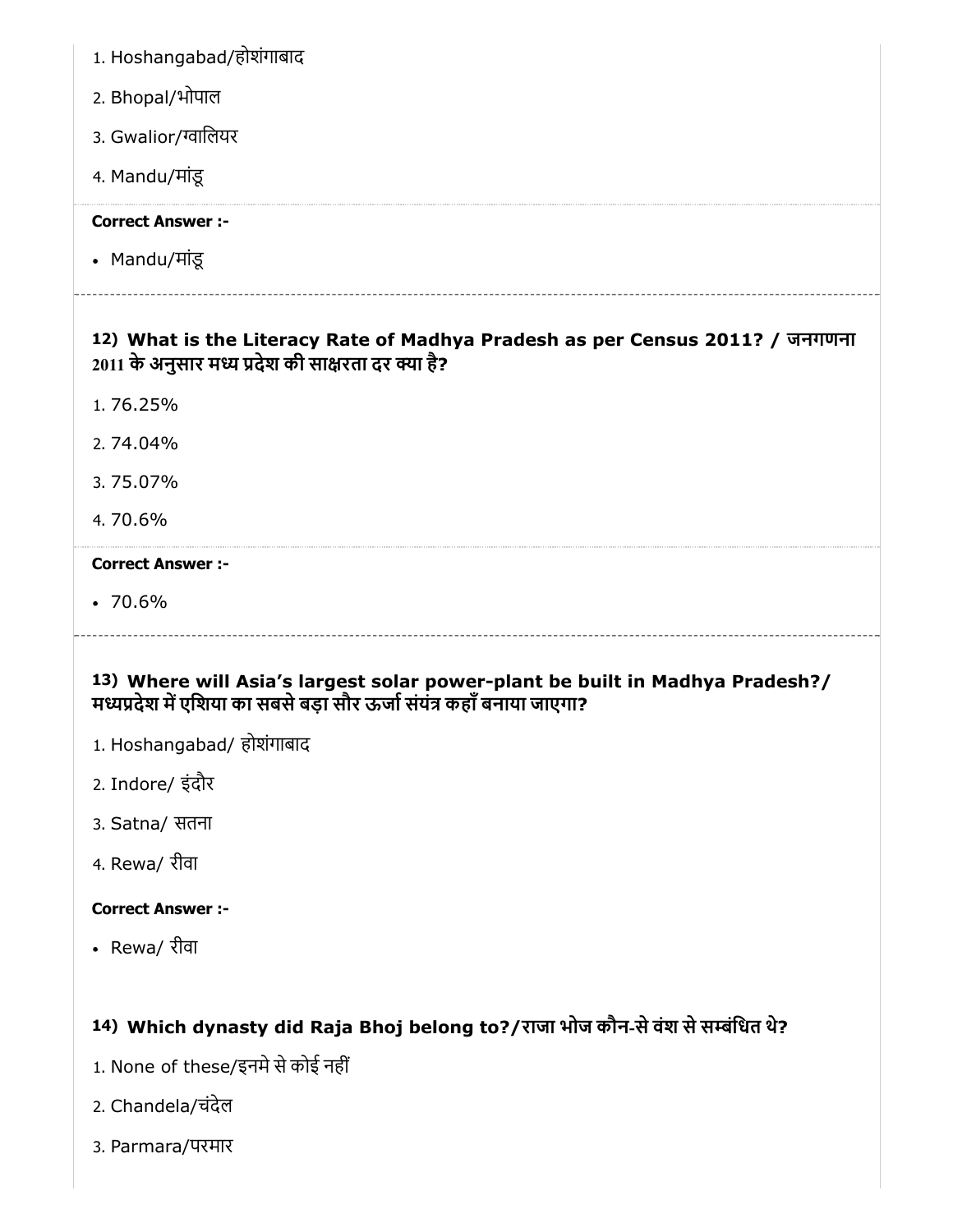1. Hoshangabad/होशंगाबाद
2. Bhopal/भोपाल
3. Gwalior/ग्वालियर
4. Mandu/मांडू

**Correct Answer :-**

- Mandu/मांडू

---

### 12) What is the Literacy Rate of Madhya Pradesh as per Census 2011? / जनगणना 2011 के अनुसार मध्य प्रदेश की साक्षरता दर क्या है?

1. 76.25%
2. 74.04%
3. 75.07%
4. 70.6%

**Correct Answer :-**

- 70.6%

---

### 13) Where will Asia's largest solar power-plant be built in Madhya Pradesh?/ मध्यप्रदेश में एशिया का सबसे बड़ा सौर ऊर्जा संयंत्र कहाँ बनाया जाएगा?

1. Hoshangabad/ होशंगाबाद
2. Indore/ इंदौर
3. Satna/ सतना
4. Rewa/ रीवा

**Correct Answer :-**

- Rewa/ रीवा

### 14) Which dynasty did Raja Bhoj belong to?/राजा भोज कौन-से वंश से सम्बंधित थे?

1. None of these/इनमे से कोई नहीं
2. Chandela/चंदेल
3. Parmara/परमार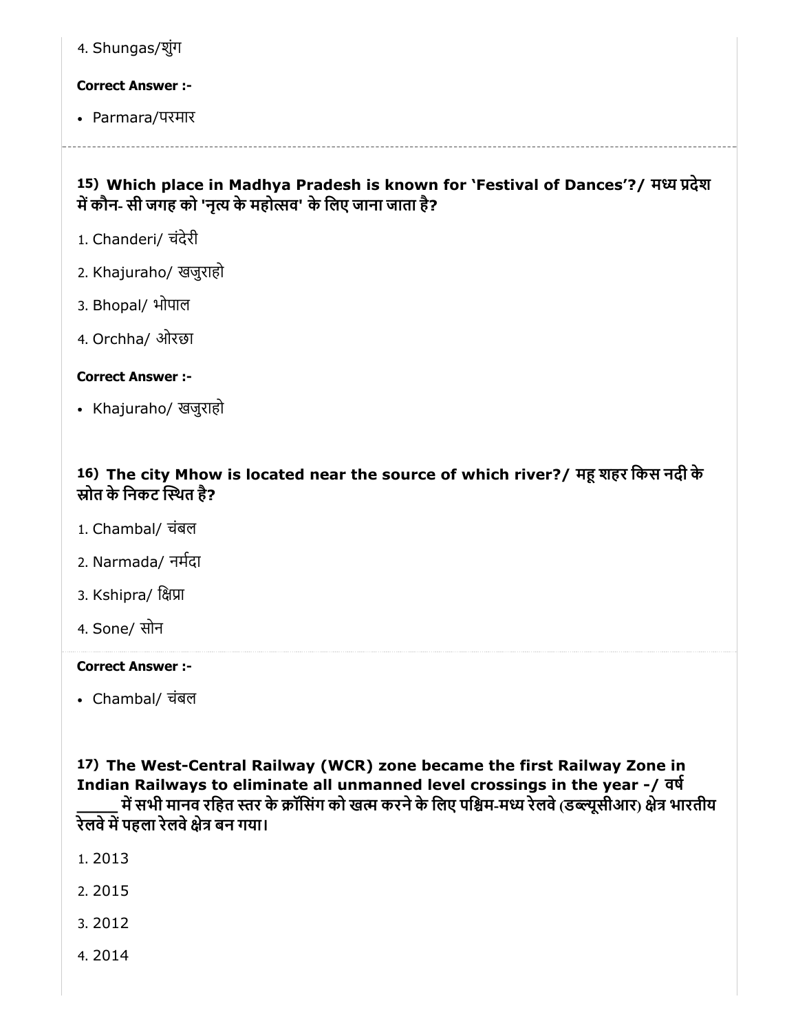4. Shungas/शुंग

**Correct Answer :-**

- Parmara/परमार

---

**15) Which place in Madhya Pradesh is known for 'Festival of Dances'?/ मध्य प्रदेश में कौन- सी जगह को 'नृत्य के महोत्सव' के लिए जाना जाता है?**

1. Chanderi/ चंदेरी
2. Khajuraho/ खजुराहो
3. Bhopal/ भोपाल
4. Orchha/ ओरछा

**Correct Answer :-**

- Khajuraho/ खजुराहो

**16) The city Mhow is located near the source of which river?/ महू शहर किस नदी के स्रोत के निकट स्थित है?**

1. Chambal/ चंबल
2. Narmada/ नर्मदा
3. Kshipra/ क्षिप्रा
4. Sone/ सोन

**Correct Answer :-**

- Chambal/ चंबल

**17) The West-Central Railway (WCR) zone became the first Railway Zone in Indian Railways to eliminate all unmanned level crossings in the year -/ वर्ष _____ में सभी मानव रहित स्तर के क्रॉसिंग को खत्म करने के लिए पश्चिम-मध्य रेलवे (डब्ल्यूसीआर) क्षेत्र भारतीय रेलवे में पहला रेलवे क्षेत्र बन गया।**

1. 2013
2. 2015
3. 2012
4. 2014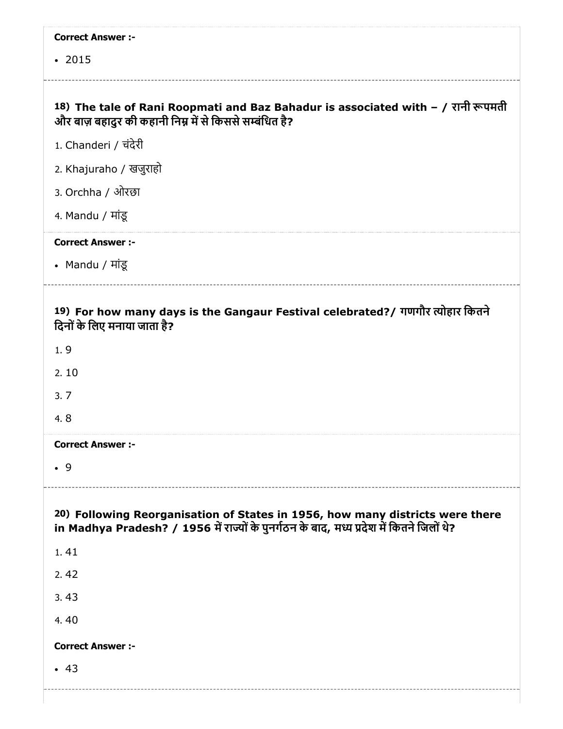**Correct Answer :-**

- 2015

**18) The tale of Rani Roopmati and Baz Bahadur is associated with – / रानी रूपमती और बाज़ बहादुर की कहानी निम्न में से किससे सम्बंधित है?**

1. Chanderi / चंदेरी
2. Khajuraho / खजुराहो
3. Orchha / ओरछा
4. Mandu / मांडू

**Correct Answer :-**

- Mandu / मांडू

**19) For how many days is the Gangaur Festival celebrated?/ गणगौर त्योहार कितने दिनों के लिए मनाया जाता है?**

1. 9
2. 10
3. 7
4. 8

**Correct Answer :-**

- 9

**20) Following Reorganisation of States in 1956, how many districts were there in Madhya Pradesh? / 1956 में राज्यों के पुनर्गठन के बाद, मध्य प्रदेश में कितने जिलों थे?**

1. 41
2. 42
3. 43
4. 40

**Correct Answer :-**

- 43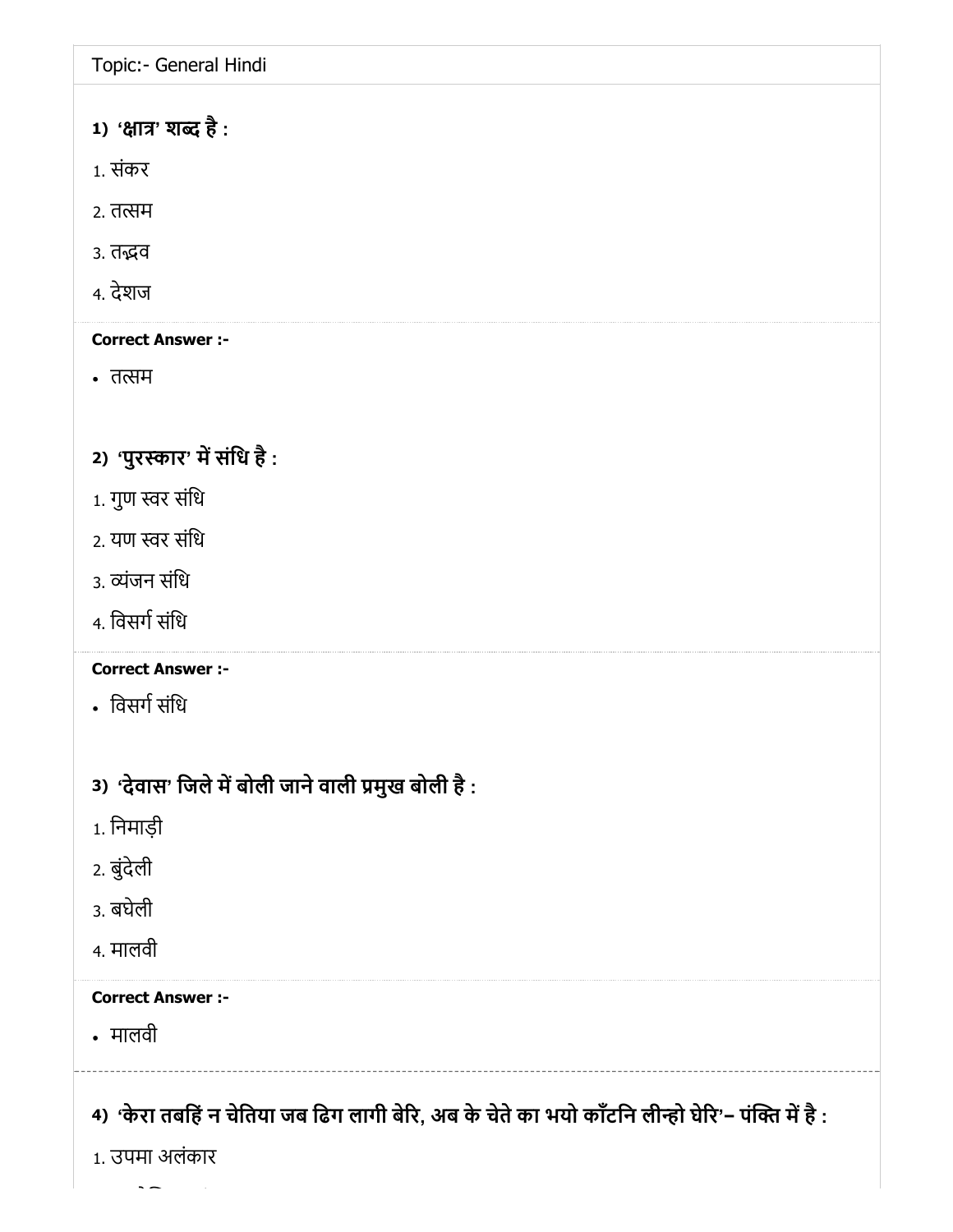Topic:- General Hindi

**1) 'क्षात्र' शब्द है :**

1. संकर
2. तत्सम
3. तद्भव
4. देशज

**Correct Answer :-**

- तत्सम

**2) 'पुरस्कार' में संधि है :**

1. गुण स्वर संधि
2. यण स्वर संधि
3. व्यंजन संधि
4. विसर्ग संधि

**Correct Answer :-**

- विसर्ग संधि

**3) 'देवास' जिले में बोली जाने वाली प्रमुख बोली है :**

1. निमाड़ी
2. बुंदेली
3. बघेली
4. मालवी

**Correct Answer :-**

- मालवी

**4) 'केरा तबहिं न चेतिया जब ढिग लागी बेरि, अब के चेते का भयो काँटनि लीन्हो घेरि'– पंक्ति में है :**

1. उपमा अलंकार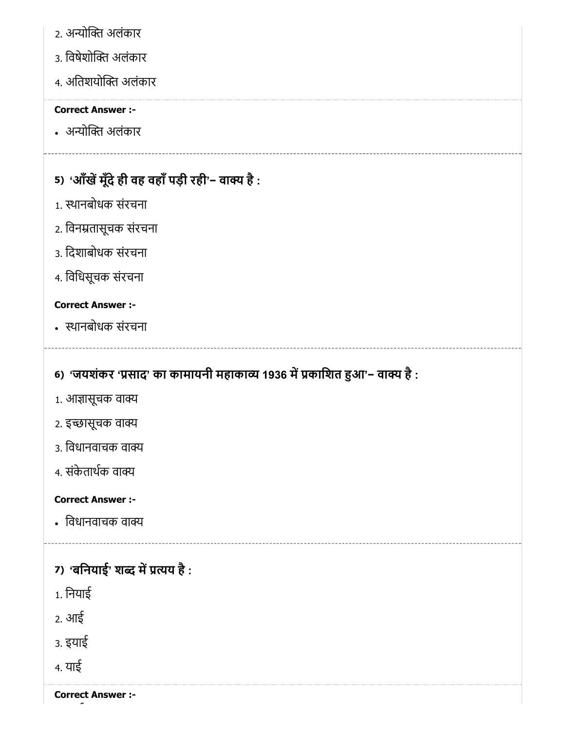2. अन्योक्ति अलंकार

3. विषेशोक्ति अलंकार

4. अतिशयोक्ति अलंकार

**Correct Answer :-**

- अन्योक्ति अलंकार

**5) 'आँखें मूँदे ही वह वहाँ पड़ी रही'– वाक्य है :**

1. स्थानबोधक संरचना

2. विनम्रतासूचक संरचना

3. दिशाबोधक संरचना

4. विधिसूचक संरचना

**Correct Answer :-**

- स्थानबोधक संरचना

**6) 'जयशंकर 'प्रसाद' का कामायनी महाकाव्य 1936 में प्रकाशित हुआ'– वाक्य है :**

1. आज्ञासूचक वाक्य

2. इच्छासूचक वाक्य

3. विधानवाचक वाक्य

4. संकेतार्थक वाक्य

**Correct Answer :-**

- विधानवाचक वाक्य

**7) 'बनियाई' शब्द में प्रत्यय है :**

1. नियाई

2. आई

3. इयाई

4. याई

**Correct Answer :-**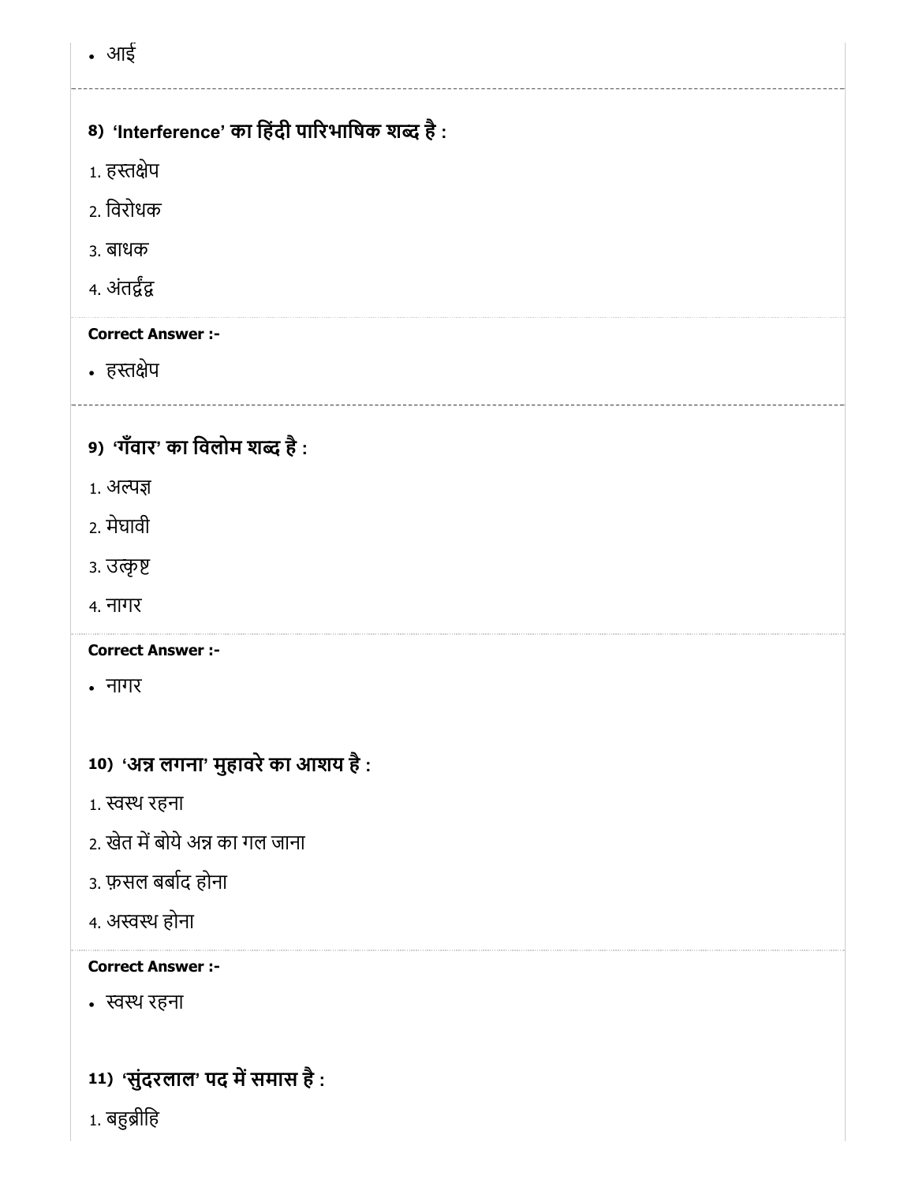- आई

---

**8) 'Interference' का हिंदी पारिभाषिक शब्द है :**

1. हस्तक्षेप
2. विरोधक
3. बाधक
4. अंतर्द्वंद्व

**Correct Answer :-**

- हस्तक्षेप

---

**9) 'गँवार' का विलोम शब्द है :**

1. अल्पज्ञ
2. मेघावी
3. उत्कृष्ट
4. नागर

**Correct Answer :-**

- नागर

**10) 'अन्न लगना' मुहावरे का आशय है :**

1. स्वस्थ रहना
2. खेत में बोये अन्न का गल जाना
3. फ़सल बर्बाद होना
4. अस्वस्थ होना

**Correct Answer :-**

- स्वस्थ रहना

**11) 'सुंदरलाल' पद में समास है :**

1. बहुब्रीहि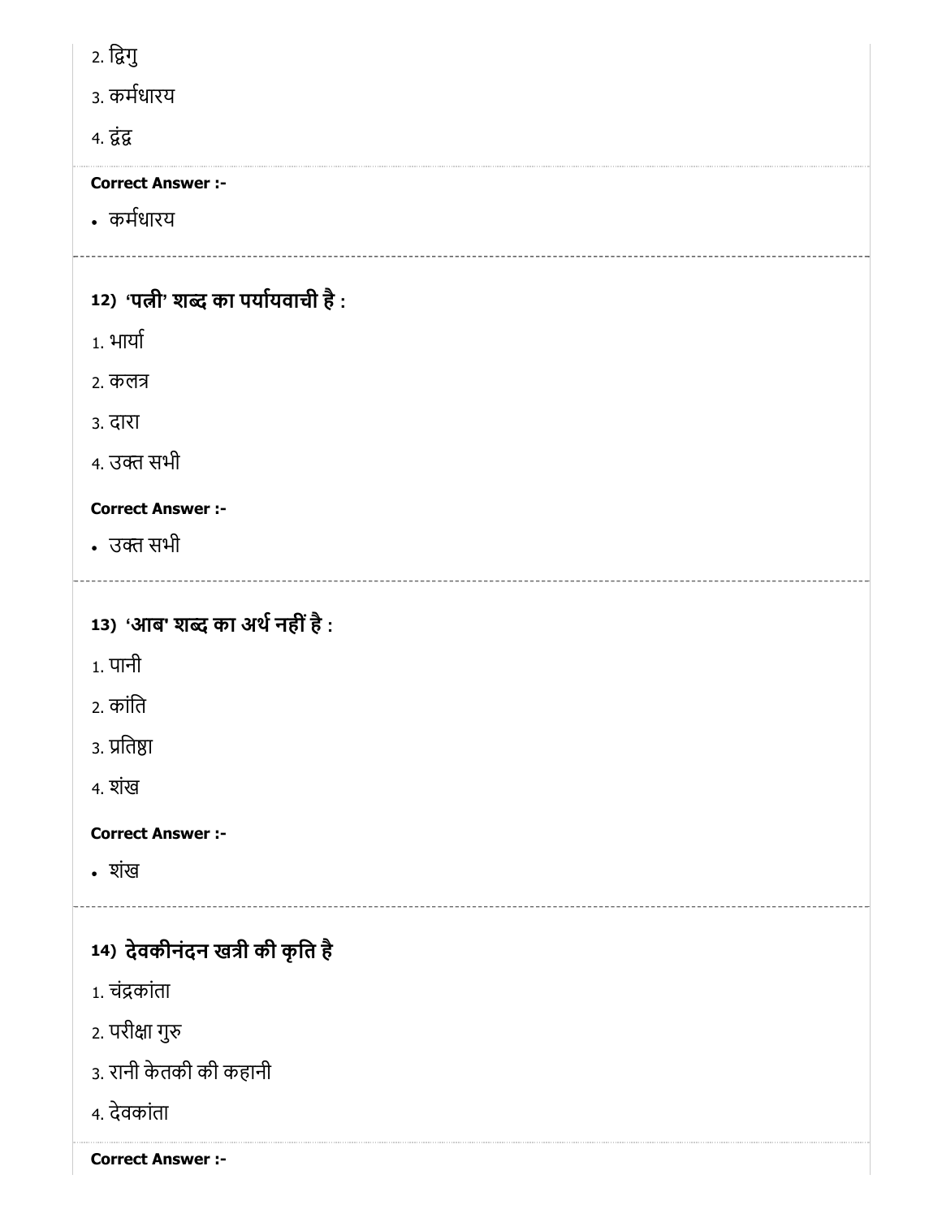2. द्विगु

3. कर्मधारय

4. द्वंद्व

**Correct Answer :-**

- कर्मधारय

---

**12) 'पत्नी' शब्द का पर्यायवाची है :**

1. भार्या

2. कलत्र

3. दारा

4. उक्त सभी

**Correct Answer :-**

- उक्त सभी

---

**13) 'आब' शब्द का अर्थ नहीं है :**

1. पानी

2. कांति

3. प्रतिष्ठा

4. शंख

**Correct Answer :-**

- शंख

---

**14) देवकीनंदन खत्री की कृति है**

1. चंद्रकांता

2. परीक्षा गुरु

3. रानी केतकी की कहानी

4. देवकांता

**Correct Answer :-**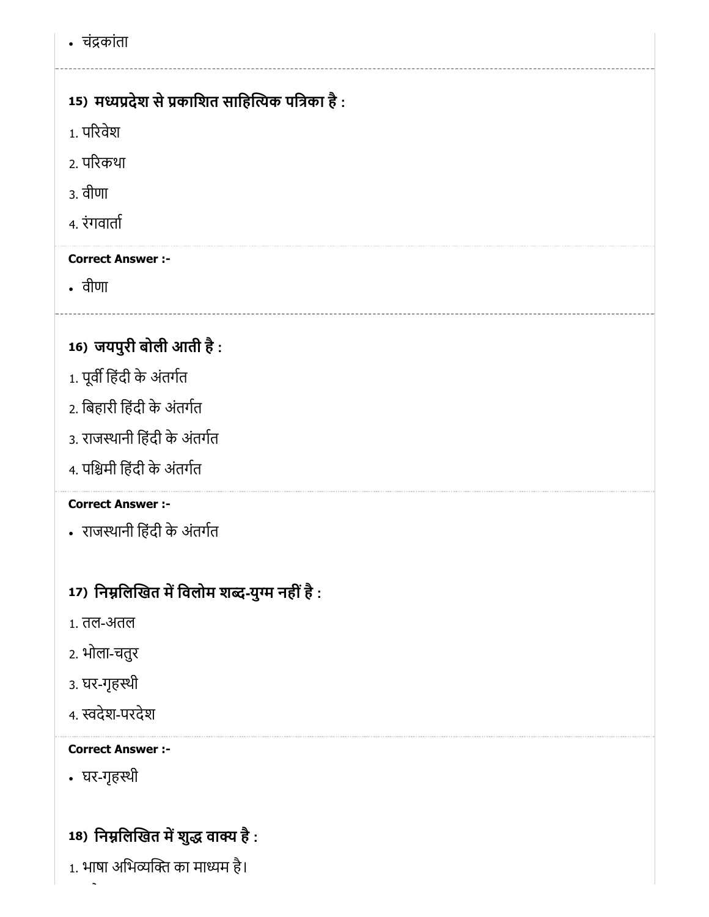- चंद्रकांता

---

**15) मध्यप्रदेश से प्रकाशित साहित्यिक पत्रिका है :**

1. परिवेश
2. परिकथा
3. वीणा
4. रंगवार्ता

**Correct Answer :-**

- वीणा

---

**16) जयपुरी बोली आती है :**

1. पूर्वी हिंदी के अंतर्गत
2. बिहारी हिंदी के अंतर्गत
3. राजस्थानी हिंदी के अंतर्गत
4. पश्चिमी हिंदी के अंतर्गत

**Correct Answer :-**

- राजस्थानी हिंदी के अंतर्गत

**17) निम्नलिखित में विलोम शब्द-युग्म नहीं है :**

1. तल-अतल
2. भोला-चतुर
3. घर-गृहस्थी
4. स्वदेश-परदेश

**Correct Answer :-**

- घर-गृहस्थी

**18) निम्नलिखित में शुद्ध वाक्य है :**

1. भाषा अभिव्यक्ति का माध्यम है।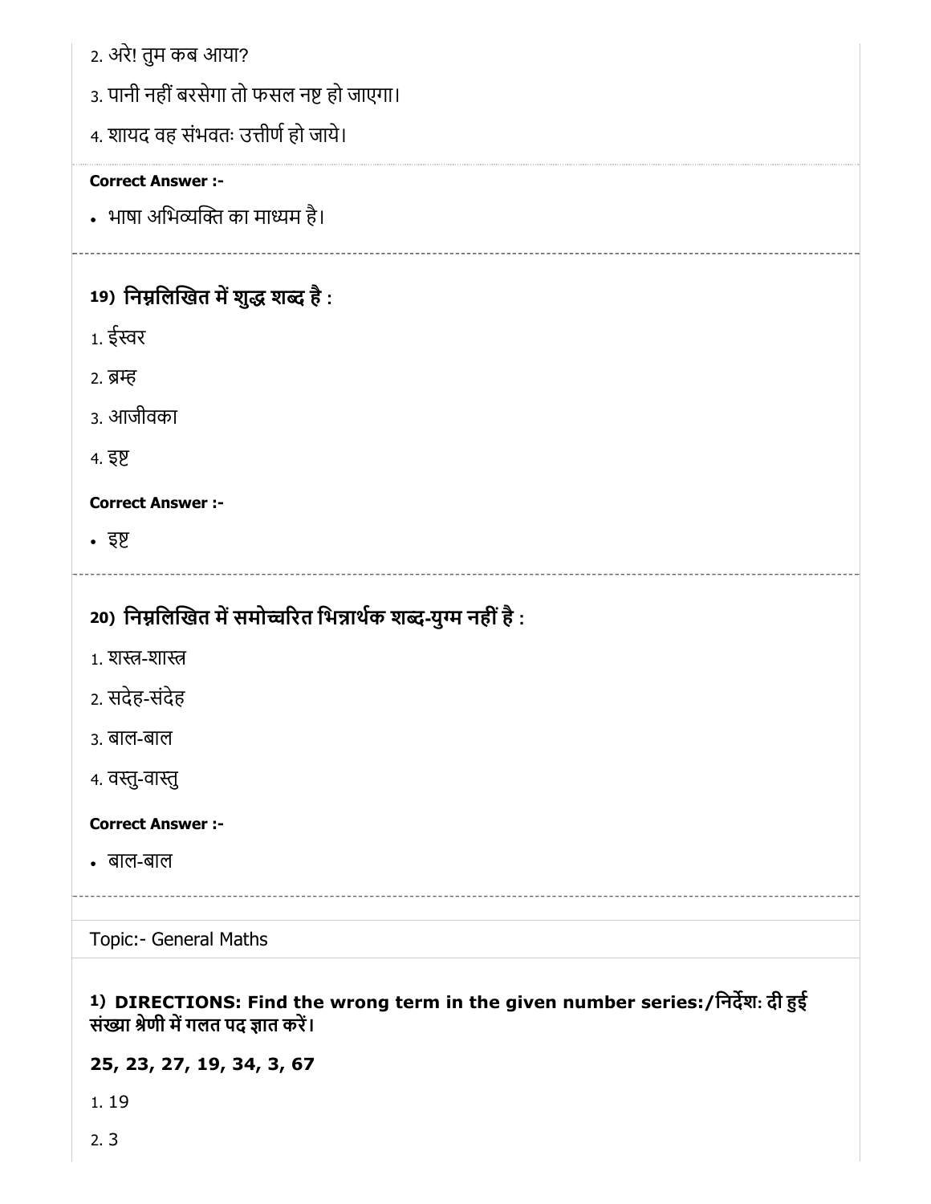2. अरे! तुम कब आया?

3. पानी नहीं बरसेगा तो फसल नष्ट हो जाएगा।

4. शायद वह संभवतः उत्तीर्ण हो जाये।

**Correct Answer :-**

- भाषा अभिव्यक्ति का माध्यम है।

### 19) निम्नलिखित में शुद्ध शब्द है :

1. ईस्वर
2. ब्रम्ह
3. आजीवका
4. इष्ट

**Correct Answer :-**

- इष्ट

### 20) निम्नलिखित में समोच्चरित भिन्नार्थक शब्द-युग्म नहीं है :

1. शस्त्र-शास्त्र
2. सदेह-संदेह
3. बाल-बाल
4. वस्तु-वास्तु

**Correct Answer :-**

- बाल-बाल

Topic:- General Maths

### 1) DIRECTIONS: Find the wrong term in the given number series:/निर्देश: दी हुई संख्या श्रेणी में गलत पद ज्ञात करें।

**25, 23, 27, 19, 34, 3, 67**

1. 19
2. 3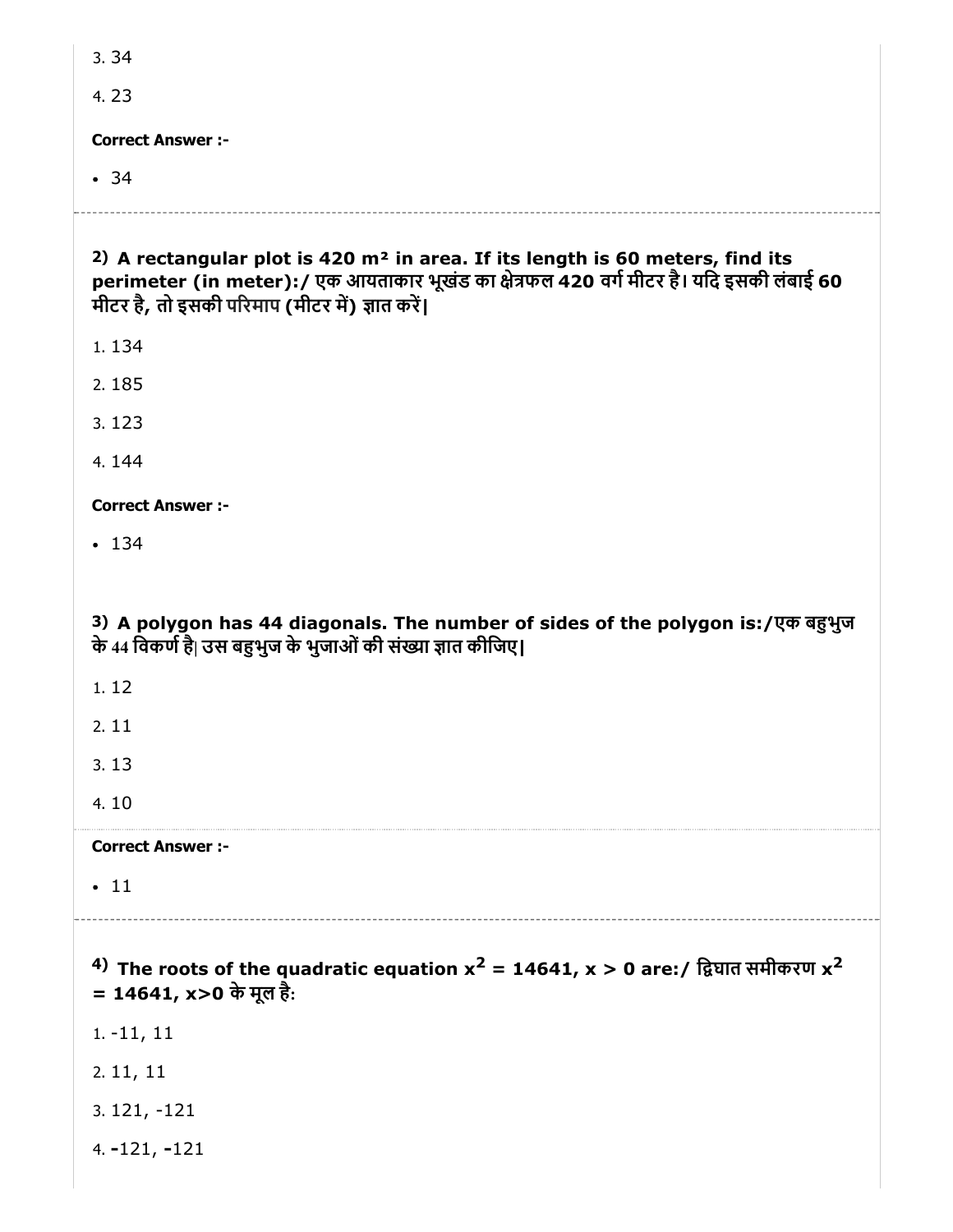3. 34

4. 23

**Correct Answer :-**

- 34

---

**2) A rectangular plot is 420 m² in area. If its length is 60 meters, find its perimeter (in meter):/ एक आयताकार भूखंड का क्षेत्रफल 420 वर्ग मीटर है। यदि इसकी लंबाई 60 मीटर है, तो इसकी परिमाप (मीटर में) ज्ञात करें|**

1. 134
2. 185
3. 123
4. 144

**Correct Answer :-**

- 134

**3) A polygon has 44 diagonals. The number of sides of the polygon is:/एक बहुभुज के 44 विकर्ण है| उस बहुभुज के भुजाओं की संख्या ज्ञात कीजिए|**

1. 12
2. 11
3. 13
4. 10

**Correct Answer :-**

- 11

---

**4) The roots of the quadratic equation $x^2$ = 14641, x > 0 are:/ द्विघात समीकरण $x^2$ = 14641, x>0 के मूल है:**

1. -11, 11
2. 11, 11
3. 121, -121
4. -121, -121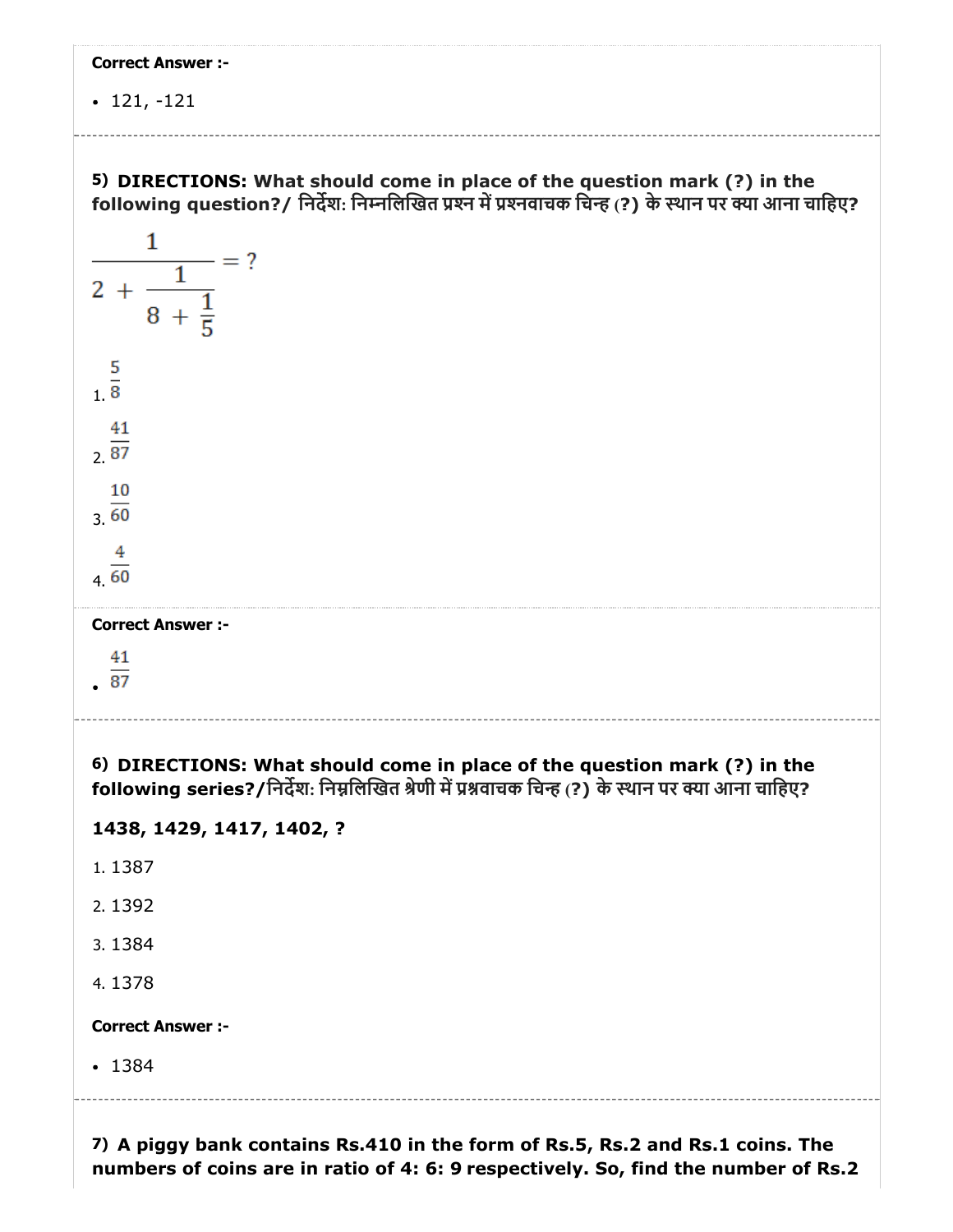**Correct Answer :-**

- 121, -121

5) **DIRECTIONS: What should come in place of the question mark (?) in the following question?/ निर्देश: निम्नलिखित प्रश्न में प्रश्नवाचक चिन्ह (?) के स्थान पर क्या आना चाहिए?**

$$\frac{1}{2 + \frac{1}{8 + \frac{1}{5}}} = ?$$

1. $\frac{5}{8}$
2. $\frac{41}{87}$
3. $\frac{10}{60}$
4. $\frac{4}{60}$

**Correct Answer :-**

- $\frac{41}{87}$

6) **DIRECTIONS: What should come in place of the question mark (?) in the following series?/निर्देश: निम्नलिखित श्रेणी में प्रश्नवाचक चिन्ह (?) के स्थान पर क्या आना चाहिए?**

**1438, 1429, 1417, 1402, ?**

1. 1387
2. 1392
3. 1384
4. 1378

**Correct Answer :-**

- 1384

7) **A piggy bank contains Rs.410 in the form of Rs.5, Rs.2 and Rs.1 coins. The numbers of coins are in ratio of 4: 6: 9 respectively. So, find the number of Rs.2**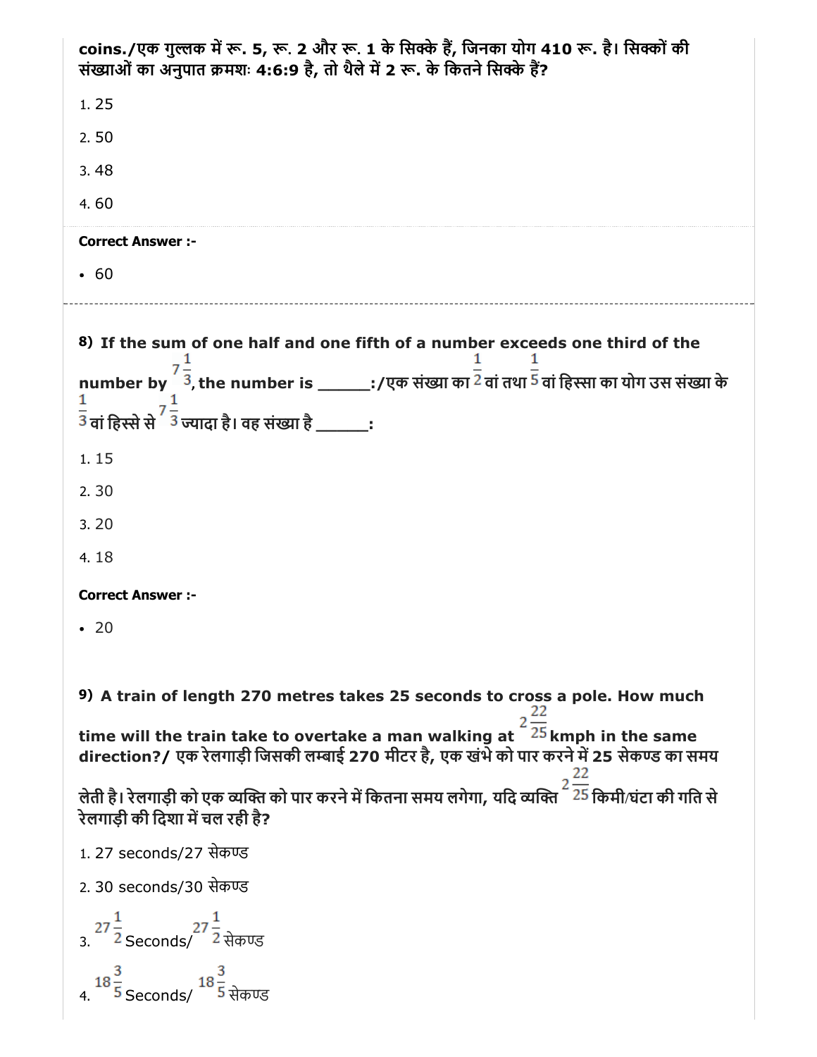**coins./एक गुल्लक में रू. 5, रू. 2 और रू. 1 के सिक्के हैं, जिनका योग 410 रू. है। सिक्कों की संख्याओं का अनुपात क्रमशः 4:6:9 है, तो थैले में 2 रू. के कितने सिक्के हैं?**

1. 25
2. 50
3. 48
4. 60

**Correct Answer :-**

- 60

---

**8) If the sum of one half and one fifth of a number exceeds one third of the number by $7\frac{1}{3}$, the number is ______:/एक संख्या का $\frac{1}{2}$ वां तथा $\frac{1}{5}$ वां हिस्सा का योग उस संख्या के $\frac{1}{3}$ वां हिस्से से $7\frac{1}{3}$ ज्यादा है। वह संख्या है ______:**

1. 15
2. 30
3. 20
4. 18

**Correct Answer :-**

- 20

**9) A train of length 270 metres takes 25 seconds to cross a pole. How much time will the train take to overtake a man walking at $2\frac{22}{25}$ kmph in the same direction?/ एक रेलगाड़ी जिसकी लम्बाई 270 मीटर है, एक खंभे को पार करने में 25 सेकण्ड का समय लेती है। रेलगाड़ी को एक व्यक्ति को पार करने में कितना समय लगेगा, यदि व्यक्ति $2\frac{22}{25}$ किमी/घंटा की गति से रेलगाड़ी की दिशा में चल रही है?**

1. 27 seconds/27 सेकण्ड
2. 30 seconds/30 सेकण्ड
3. $27\frac{1}{2}$ Seconds/ $27\frac{1}{2}$ सेकण्ड
4. $18\frac{3}{5}$ Seconds/ $18\frac{3}{5}$ सेकण्ड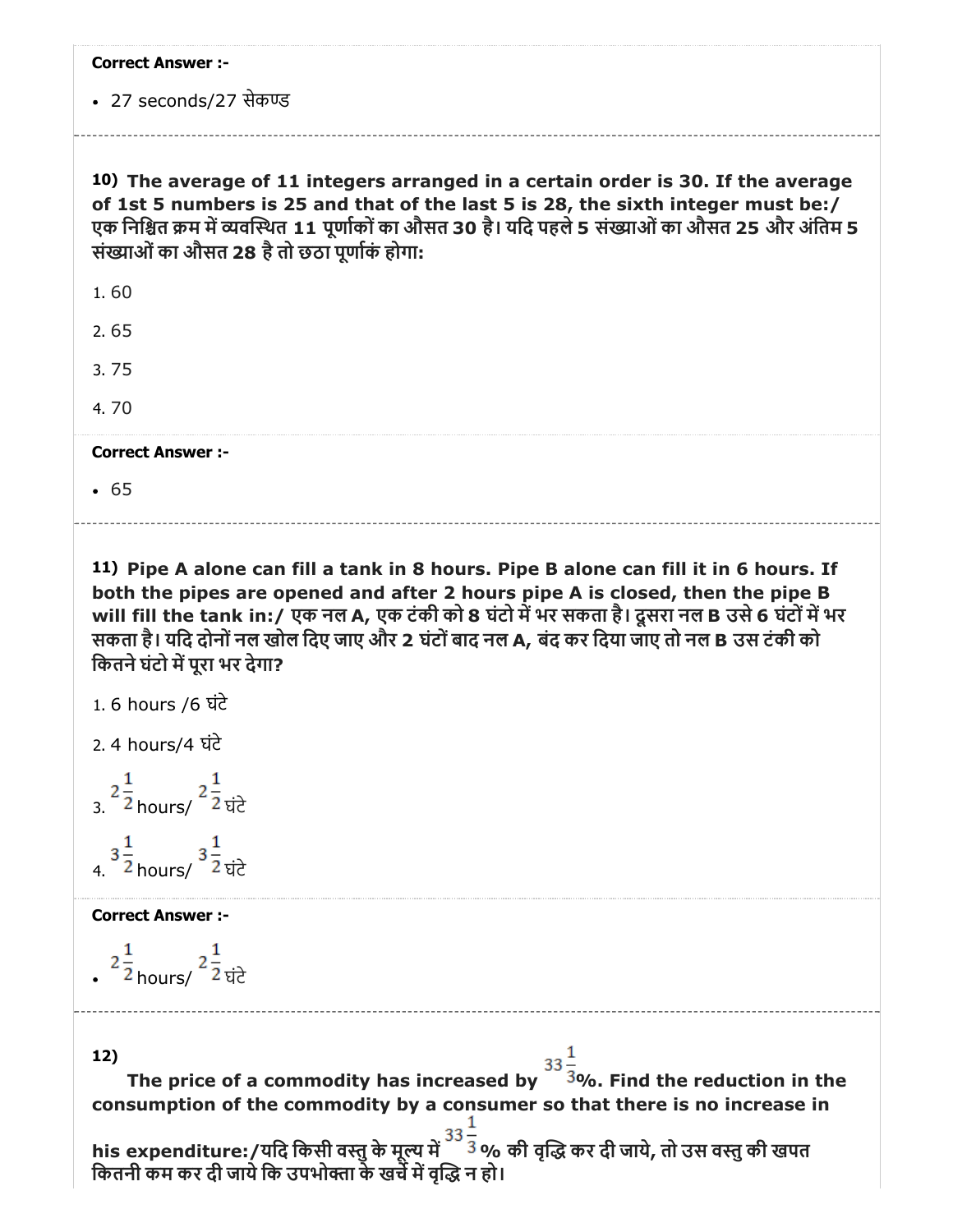**Correct Answer :-**

- 27 seconds/27 सेकण्ड

---

**10) The average of 11 integers arranged in a certain order is 30. If the average of 1st 5 numbers is 25 and that of the last 5 is 28, the sixth integer must be:/ एक निश्चित क्रम में व्यवस्थित 11 पूर्णाकों का औसत 30 है। यदि पहले 5 संख्याओं का औसत 25 और अंतिम 5 संख्याओं का औसत 28 है तो छठा पूर्णाकं होगा:**

1. 60
2. 65
3. 75
4. 70

**Correct Answer :-**

- 65

---

**11) Pipe A alone can fill a tank in 8 hours. Pipe B alone can fill it in 6 hours. If both the pipes are opened and after 2 hours pipe A is closed, then the pipe B will fill the tank in:/ एक नल A, एक टंकी को 8 घंटो में भर सकता है। दूसरा नल B उसे 6 घंटों में भर सकता है। यदि दोनों नल खोल दिए जाए और 2 घंटों बाद नल A, बंद कर दिया जाए तो नल B उस टंकी को कितने घंटो में पूरा भर देगा?**

1. 6 hours /6 घंटे
2. 4 hours/4 घंटे
3. $2\frac{1}{2}$ hours/ $2\frac{1}{2}$ घंटे
4. $3\frac{1}{2}$ hours/ $3\frac{1}{2}$ घंटे

**Correct Answer :-**

- $2\frac{1}{2}$ hours/ $2\frac{1}{2}$ घंटे

---

**12) The price of a commodity has increased by $33\frac{1}{3}$%. Find the reduction in the consumption of the commodity by a consumer so that there is no increase in his expenditure:/यदि किसी वस्तु के मूल्य में $33\frac{1}{3}$% की वृद्धि कर दी जाये, तो उस वस्तु की खपत कितनी कम कर दी जाये कि उपभोक्ता के खर्चे में वृद्धि न हो।**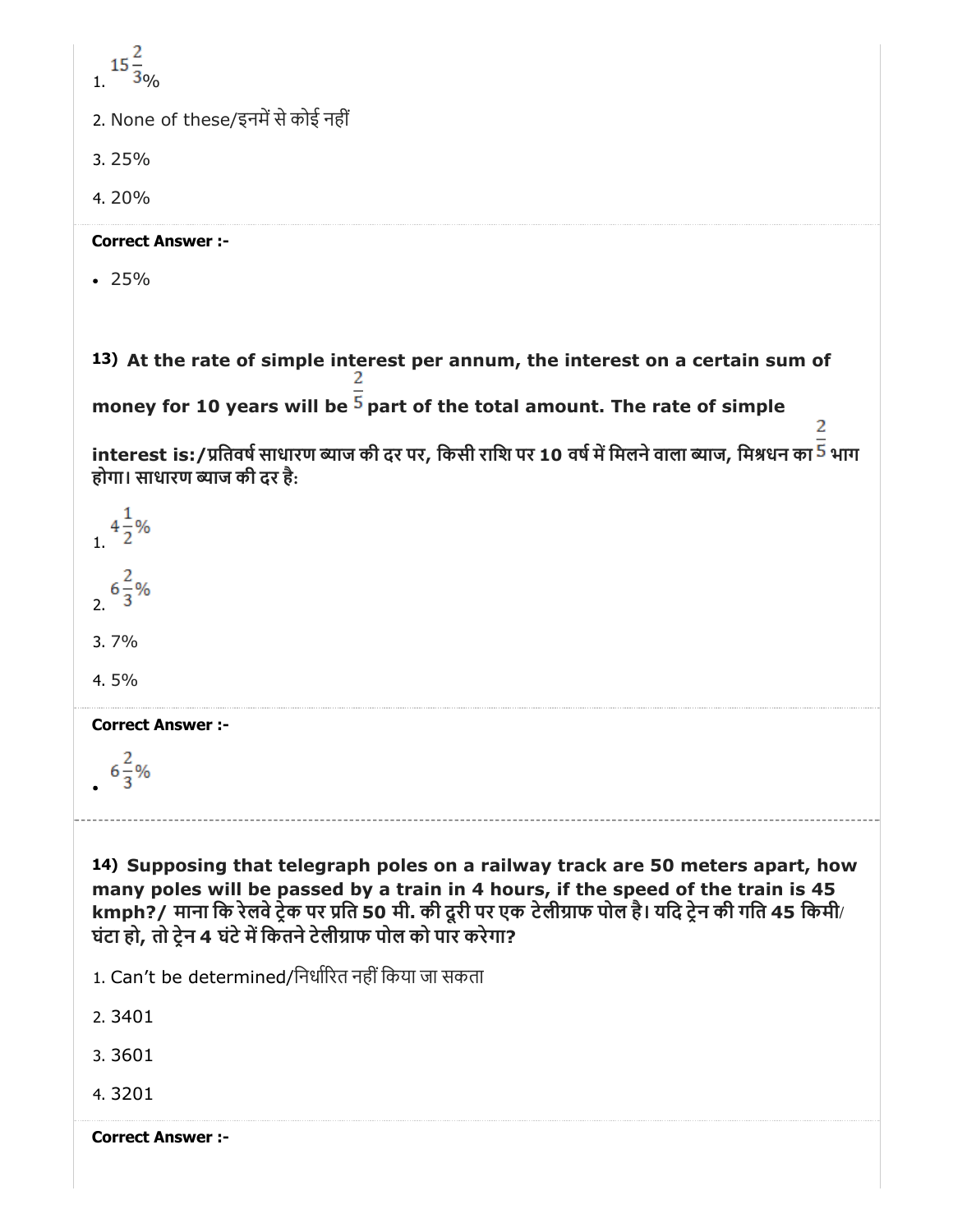1. $15\frac{2}{3}\%$

2. None of these/इनमें से कोई नहीं

3. 25%

4. 20%

**Correct Answer :-**

- 25%

**13) At the rate of simple interest per annum, the interest on a certain sum of money for 10 years will be $\frac{2}{5}$ part of the total amount. The rate of simple interest is:/प्रतिवर्ष साधारण ब्याज की दर पर, किसी राशि पर 10 वर्ष में मिलने वाला ब्याज, मिश्रधन का $\frac{2}{5}$ भाग होगा। साधारण ब्याज की दर है:**

1. $4\frac{1}{2}\%$

2. $6\frac{2}{3}\%$

3. 7%

4. 5%

**Correct Answer :-**

- $6\frac{2}{3}\%$

**14) Supposing that telegraph poles on a railway track are 50 meters apart, how many poles will be passed by a train in 4 hours, if the speed of the train is 45 kmph?/ माना कि रेलवे ट्रेक पर प्रति 50 मी. की दूरी पर एक टेलीग्राफ पोल है। यदि ट्रेन की गति 45 किमी/घंटा हो, तो ट्रेन 4 घंटे में कितने टेलीग्राफ पोल को पार करेगा?**

1. Can't be determined/निर्धारित नहीं किया जा सकता

2. 3401

3. 3601

4. 3201

**Correct Answer :-**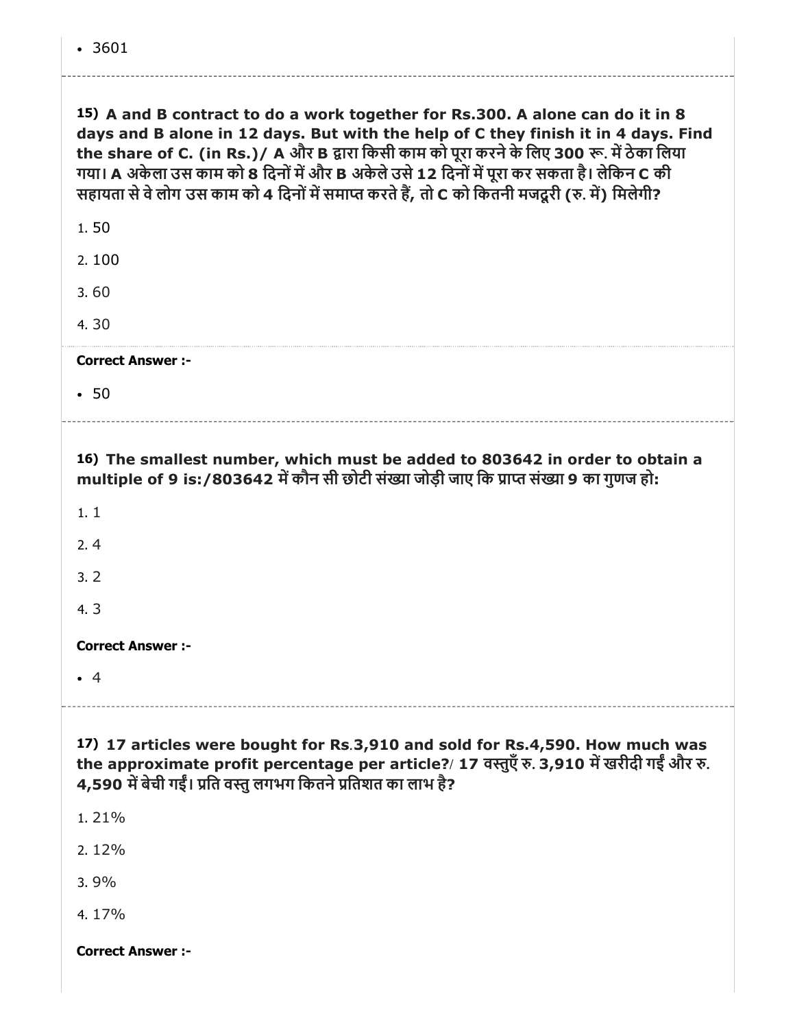- 3601

---

**15) A and B contract to do a work together for Rs.300. A alone can do it in 8 days and B alone in 12 days. But with the help of C they finish it in 4 days. Find the share of C. (in Rs.)/ A और B द्वारा किसी काम को पूरा करने के लिए 300 रू. में ठेका लिया गया। A अकेला उस काम को 8 दिनों में और B अकेले उसे 12 दिनों में पूरा कर सकता है। लेकिन C की सहायता से वे लोग उस काम को 4 दिनों में समाप्त करते हैं, तो C को कितनी मजदूरी (रु. में) मिलेगी?**

1. 50
2. 100
3. 60
4. 30

**Correct Answer :-**

- 50

---

**16) The smallest number, which must be added to 803642 in order to obtain a multiple of 9 is:/803642 में कौन सी छोटी संख्या जोड़ी जाए कि प्राप्त संख्या 9 का गुणज हो:**

1. 1
2. 4
3. 2
4. 3

**Correct Answer :-**

- 4

---

**17) 17 articles were bought for Rs.3,910 and sold for Rs.4,590. How much was the approximate profit percentage per article?/ 17 वस्तुएँ रु. 3,910 में खरीदी गईं और रु. 4,590 में बेची गईं। प्रति वस्तु लगभग कितने प्रतिशत का लाभ है?**

1. 21%
2. 12%
3. 9%
4. 17%

**Correct Answer :-**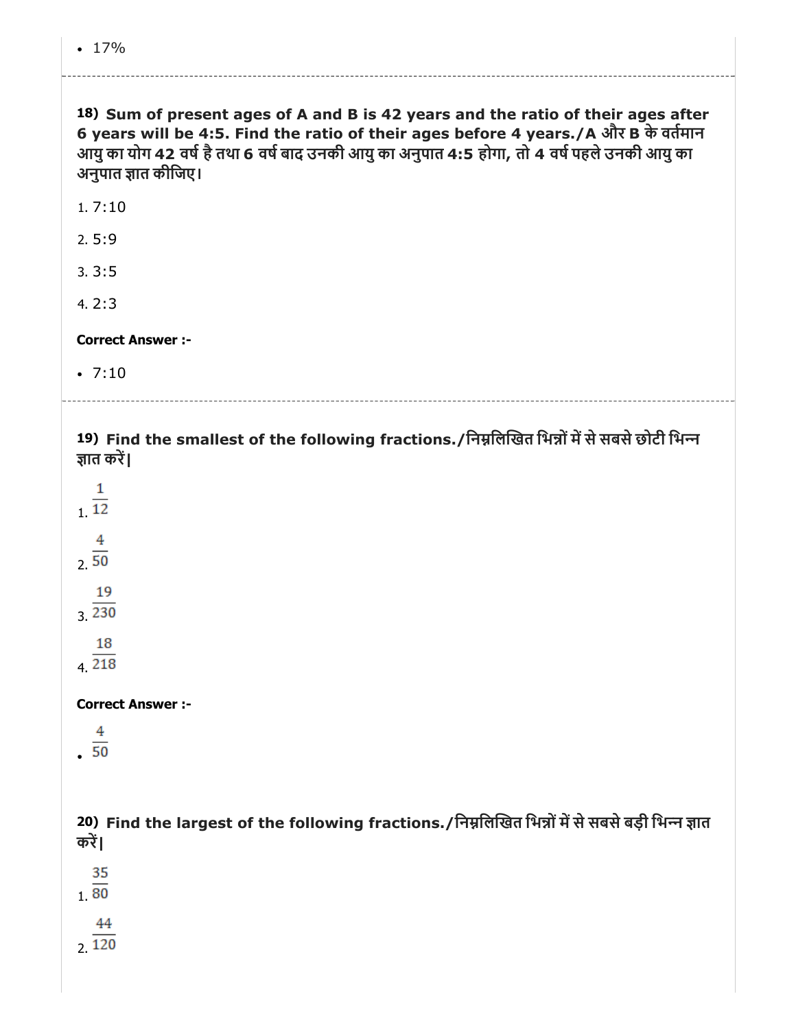- 17%

---

**18) Sum of present ages of A and B is 42 years and the ratio of their ages after 6 years will be 4:5. Find the ratio of their ages before 4 years./A और B के वर्तमान आयु का योग 42 वर्ष है तथा 6 वर्ष बाद उनकी आयु का अनुपात 4:5 होगा, तो 4 वर्ष पहले उनकी आयु का अनुपात ज्ञात कीजिए।**

1. 7:10
2. 5:9
3. 3:5
4. 2:3

**Correct Answer :-**

- 7:10

---

**19) Find the smallest of the following fractions./निम्नलिखित भिन्नों में से सबसे छोटी भिन्न ज्ञात करें|**

1. $\frac{1}{12}$
2. $\frac{4}{50}$
3. $\frac{19}{230}$
4. $\frac{18}{218}$

**Correct Answer :-**

- $\frac{4}{50}$

**20) Find the largest of the following fractions./निम्नलिखित भिन्नों में से सबसे बड़ी भिन्न ज्ञात करें|**

1. $\frac{35}{80}$
2. $\frac{44}{120}$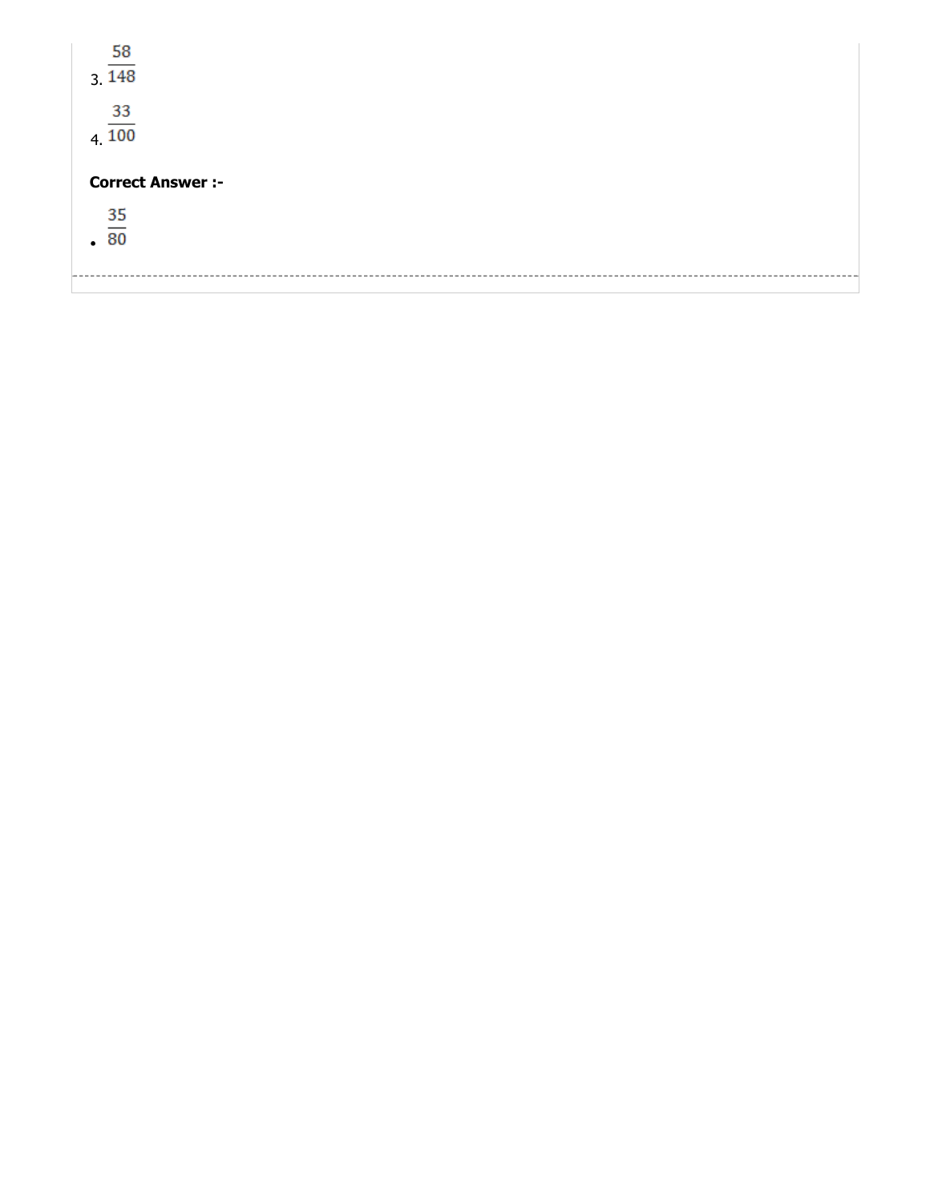3. $\frac{58}{148}$

4. $\frac{33}{100}$

**Correct Answer :-**

- $\frac{35}{80}$